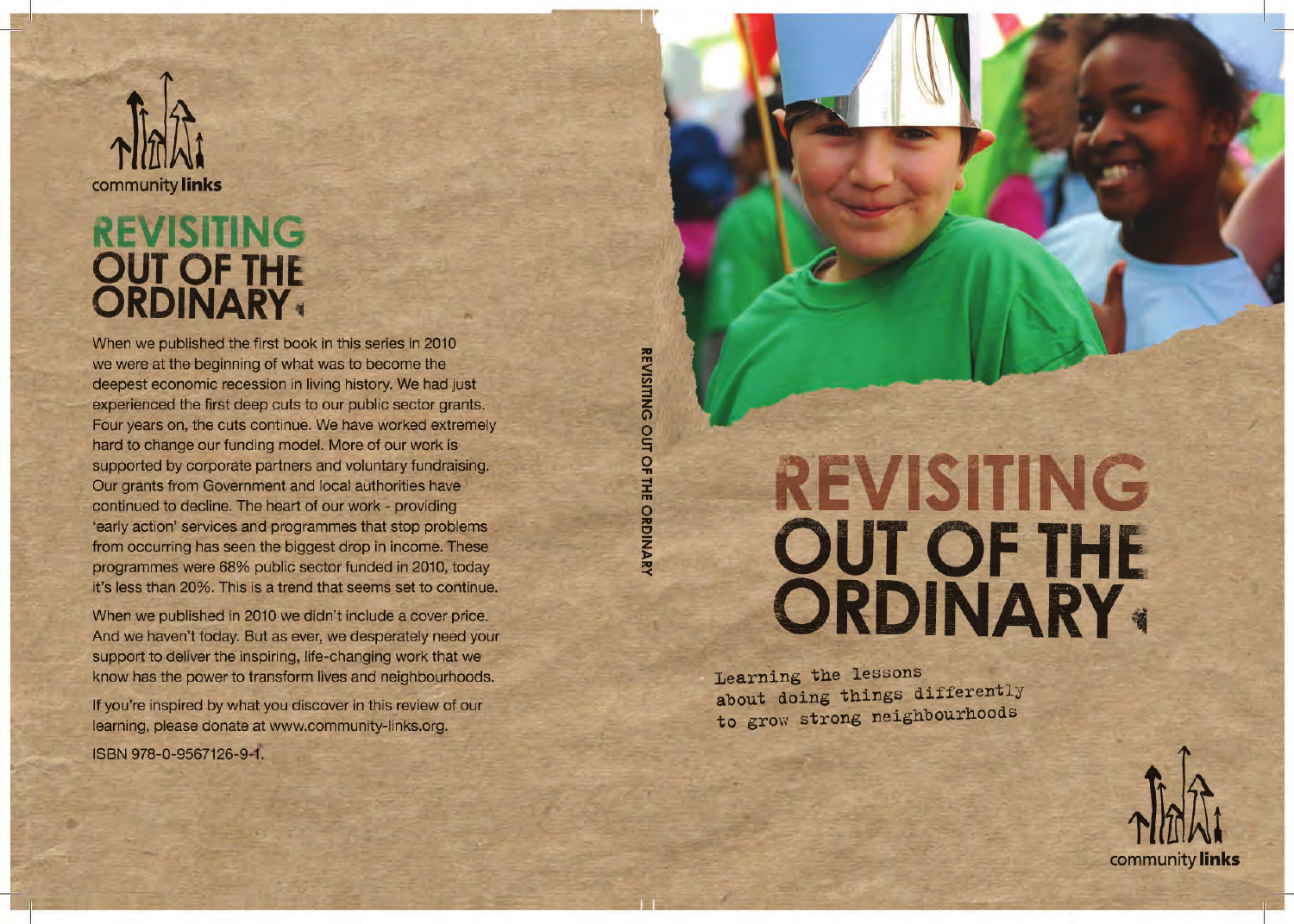community **links**

# REVISITING OUT OF THE ORDINARY

When we published the first book in this series in 2010 we were at the beginning of what was to become the deepest economic recession in living history. We had just experienced the first deep cuts to our public sector grants. Four years on, the cuts continue. We have worked extremely hard to change our funding model. More of our work is supported by corporate partners and voluntary fundraising. Our grants from Government and local authorities have continued to decline. The heart of our work - providing 'early action' services and programmes that stop problems from occurring has seen the biggest drop in income. These programmes were 68% public sector funded in 2010, today it's less than 20%. This is a trend that seems set to continue.

When we published in 2010 we didn't include a cover price. And we haven't today. But as ever, we desperately need your support to deliver the inspiring, life-changing work that we know has the power to transform lives and neighbourhoods.

If you're inspired by what you discover in this review of our learning, please donate at www.community-links.org.

ISBN 978-0-9567126-9-1.

REVISITING OUT OF THE ORDINARY

# REVISITING OUT OF THE ORDINARY

Learning the lessons about doing things differently to grow strong neighbourhoods

community **links**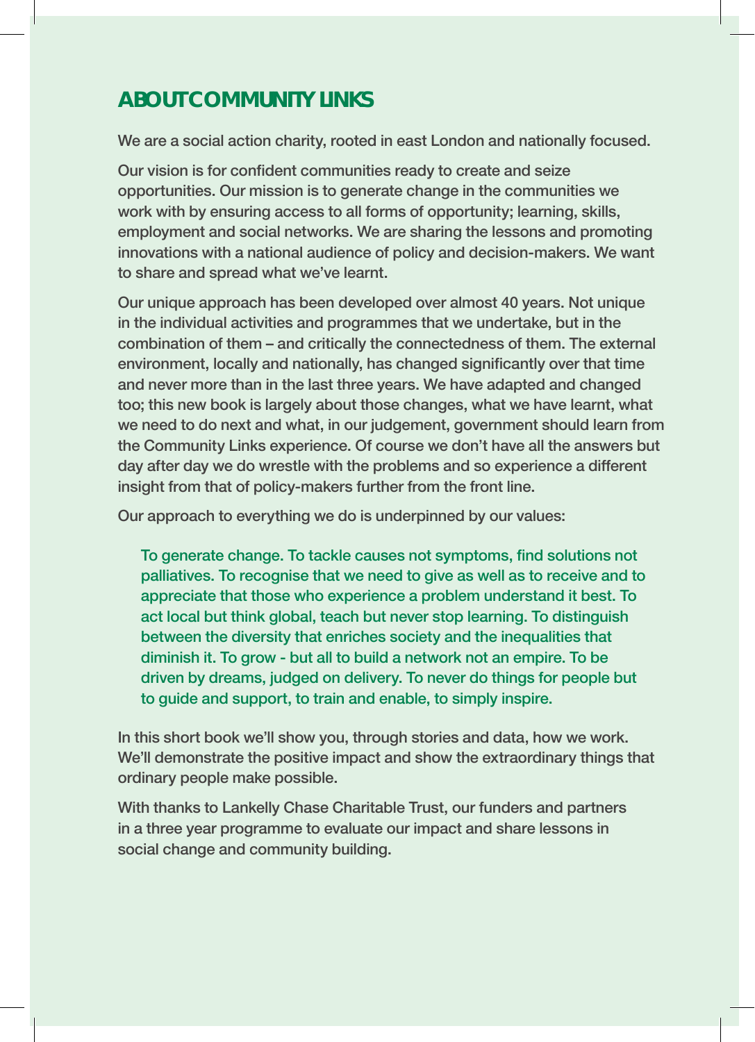## ABOUT COMMUNITY LINKS

We are a social action charity, rooted in east London and nationally focused.

Our vision is for confident communities ready to create and seize opportunities. Our mission is to generate change in the communities we work with by ensuring access to all forms of opportunity; learning, skills, employment and social networks. We are sharing the lessons and promoting innovations with a national audience of policy and decision-makers. We want to share and spread what we've learnt.

Our unique approach has been developed over almost 40 years. Not unique in the individual activities and programmes that we undertake, but in the combination of them – and critically the connectedness of them. The external environment, locally and nationally, has changed significantly over that time and never more than in the last three years. We have adapted and changed too; this new book is largely about those changes, what we have learnt, what we need to do next and what, in our judgement, government should learn from the Community Links experience. Of course we don't have all the answers but day after day we do wrestle with the problems and so experience a different insight from that of policy-makers further from the front line.

Our approach to everything we do is underpinned by our values:

> To generate change. To tackle causes not symptoms, find solutions not palliatives. To recognise that we need to give as well as to receive and to appreciate that those who experience a problem understand it best. To act local but think global, teach but never stop learning. To distinguish between the diversity that enriches society and the inequalities that diminish it. To grow - but all to build a network not an empire. To be driven by dreams, judged on delivery. To never do things for people but to guide and support, to train and enable, to simply inspire.

In this short book we'll show you, through stories and data, how we work. We'll demonstrate the positive impact and show the extraordinary things that ordinary people make possible.

With thanks to Lankelly Chase Charitable Trust, our funders and partners in a three year programme to evaluate our impact and share lessons in social change and community building.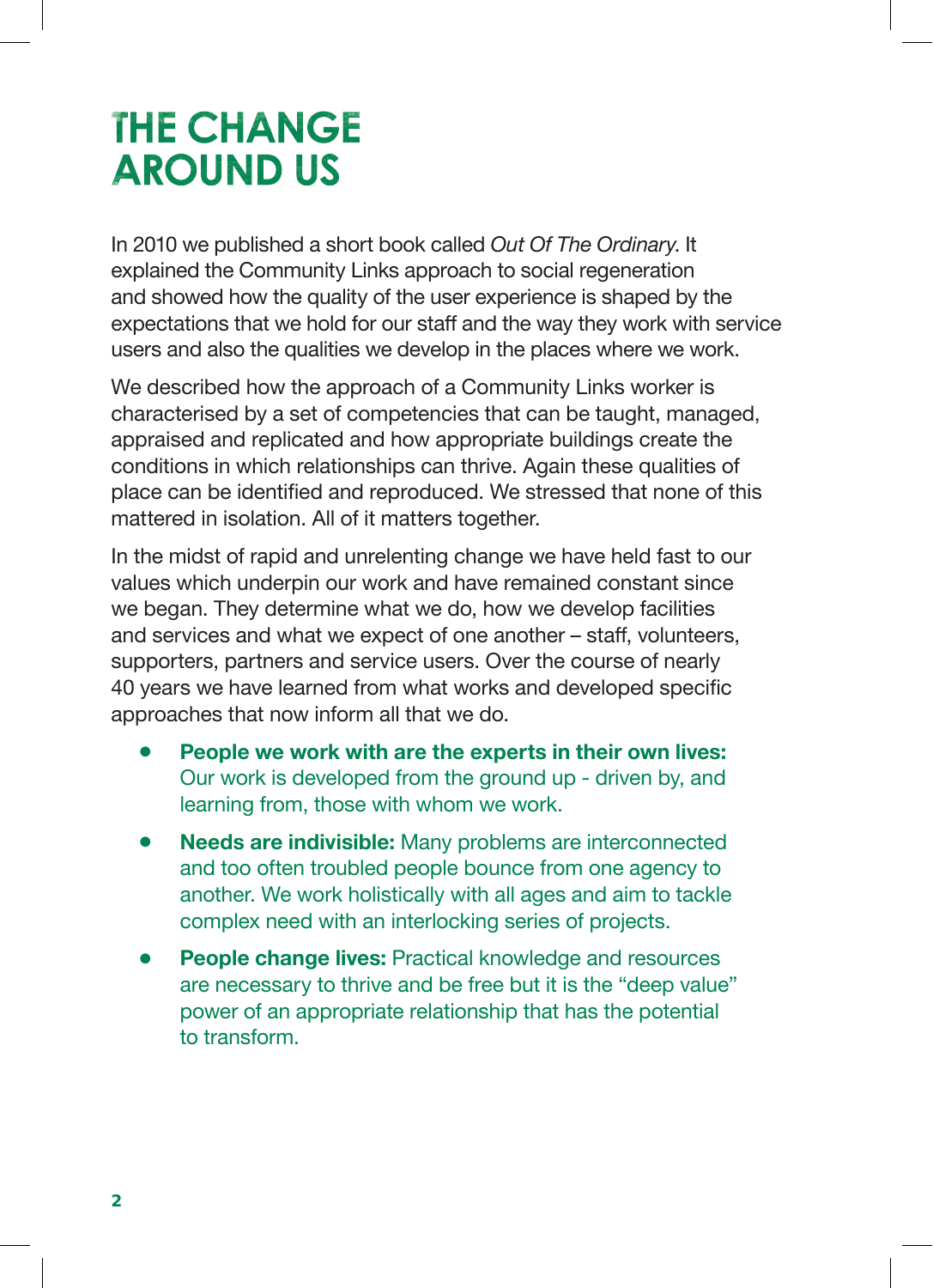# THE CHANGE AROUND US

In 2010 we published a short book called *Out Of The Ordinary*. It explained the Community Links approach to social regeneration and showed how the quality of the user experience is shaped by the expectations that we hold for our staff and the way they work with service users and also the qualities we develop in the places where we work.

We described how the approach of a Community Links worker is characterised by a set of competencies that can be taught, managed, appraised and replicated and how appropriate buildings create the conditions in which relationships can thrive. Again these qualities of place can be identified and reproduced. We stressed that none of this mattered in isolation. All of it matters together.

In the midst of rapid and unrelenting change we have held fast to our values which underpin our work and have remained constant since we began. They determine what we do, how we develop facilities and services and what we expect of one another – staff, volunteers, supporters, partners and service users. Over the course of nearly 40 years we have learned from what works and developed specific approaches that now inform all that we do.

- **People we work with are the experts in their own lives:** Our work is developed from the ground up - driven by, and learning from, those with whom we work.
- **Needs are indivisible:** Many problems are interconnected and too often troubled people bounce from one agency to another. We work holistically with all ages and aim to tackle complex need with an interlocking series of projects.
- **People change lives:** Practical knowledge and resources are necessary to thrive and be free but it is the "deep value" power of an appropriate relationship that has the potential to transform.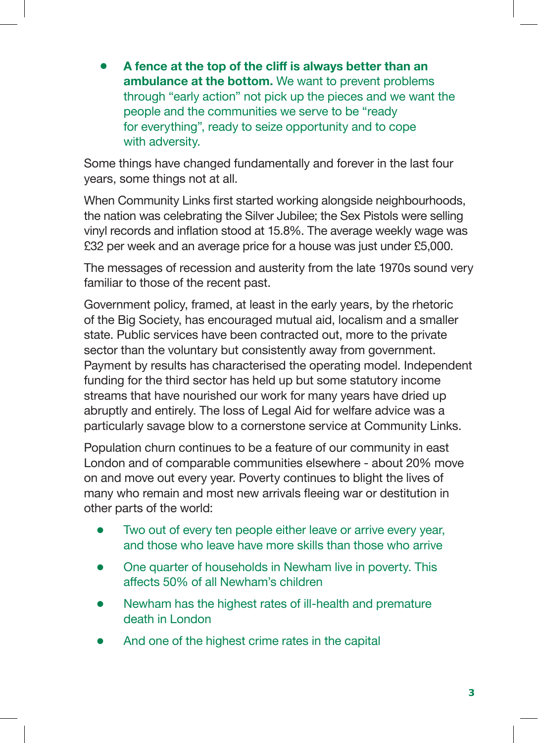- **A fence at the top of the cliff is always better than an ambulance at the bottom.** We want to prevent problems through "early action" not pick up the pieces and we want the people and the communities we serve to be "ready for everything", ready to seize opportunity and to cope with adversity.

Some things have changed fundamentally and forever in the last four years, some things not at all.

When Community Links first started working alongside neighbourhoods, the nation was celebrating the Silver Jubilee; the Sex Pistols were selling vinyl records and inflation stood at 15.8%. The average weekly wage was £32 per week and an average price for a house was just under £5,000.

The messages of recession and austerity from the late 1970s sound very familiar to those of the recent past.

Government policy, framed, at least in the early years, by the rhetoric of the Big Society, has encouraged mutual aid, localism and a smaller state. Public services have been contracted out, more to the private sector than the voluntary but consistently away from government. Payment by results has characterised the operating model. Independent funding for the third sector has held up but some statutory income streams that have nourished our work for many years have dried up abruptly and entirely. The loss of Legal Aid for welfare advice was a particularly savage blow to a cornerstone service at Community Links.

Population churn continues to be a feature of our community in east London and of comparable communities elsewhere - about 20% move on and move out every year. Poverty continues to blight the lives of many who remain and most new arrivals fleeing war or destitution in other parts of the world:

- Two out of every ten people either leave or arrive every year, and those who leave have more skills than those who arrive
- One quarter of households in Newham live in poverty. This affects 50% of all Newham's children
- Newham has the highest rates of ill-health and premature death in London
- And one of the highest crime rates in the capital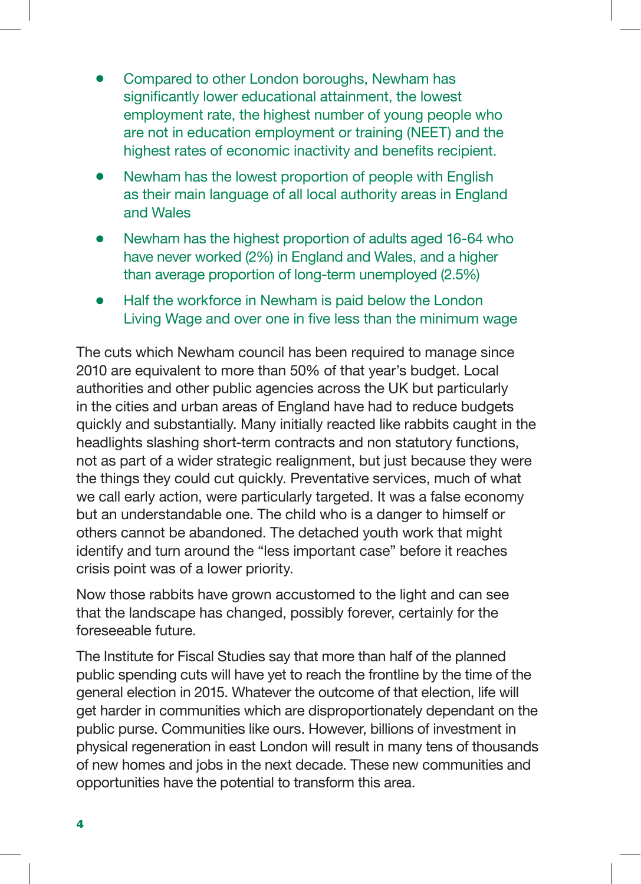- Compared to other London boroughs, Newham has significantly lower educational attainment, the lowest employment rate, the highest number of young people who are not in education employment or training (NEET) and the highest rates of economic inactivity and benefits recipient.
- Newham has the lowest proportion of people with English as their main language of all local authority areas in England and Wales
- Newham has the highest proportion of adults aged 16-64 who have never worked (2%) in England and Wales, and a higher than average proportion of long-term unemployed (2.5%)
- Half the workforce in Newham is paid below the London Living Wage and over one in five less than the minimum wage

The cuts which Newham council has been required to manage since 2010 are equivalent to more than 50% of that year's budget. Local authorities and other public agencies across the UK but particularly in the cities and urban areas of England have had to reduce budgets quickly and substantially. Many initially reacted like rabbits caught in the headlights slashing short-term contracts and non statutory functions, not as part of a wider strategic realignment, but just because they were the things they could cut quickly. Preventative services, much of what we call early action, were particularly targeted. It was a false economy but an understandable one. The child who is a danger to himself or others cannot be abandoned. The detached youth work that might identify and turn around the "less important case" before it reaches crisis point was of a lower priority.

Now those rabbits have grown accustomed to the light and can see that the landscape has changed, possibly forever, certainly for the foreseeable future.

The Institute for Fiscal Studies say that more than half of the planned public spending cuts will have yet to reach the frontline by the time of the general election in 2015. Whatever the outcome of that election, life will get harder in communities which are disproportionately dependant on the public purse. Communities like ours. However, billions of investment in physical regeneration in east London will result in many tens of thousands of new homes and jobs in the next decade. These new communities and opportunities have the potential to transform this area.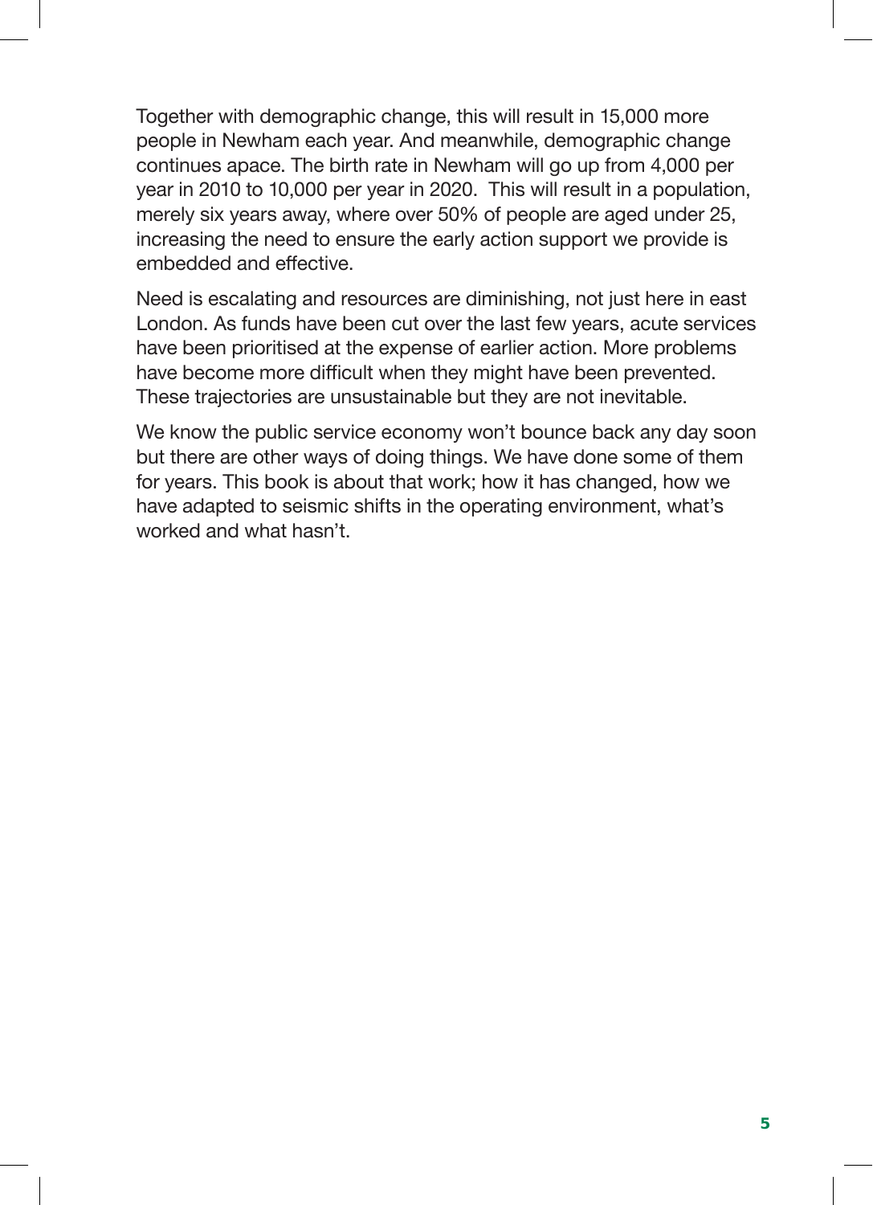Together with demographic change, this will result in 15,000 more people in Newham each year. And meanwhile, demographic change continues apace. The birth rate in Newham will go up from 4,000 per year in 2010 to 10,000 per year in 2020. This will result in a population, merely six years away, where over 50% of people are aged under 25, increasing the need to ensure the early action support we provide is embedded and effective.

Need is escalating and resources are diminishing, not just here in east London. As funds have been cut over the last few years, acute services have been prioritised at the expense of earlier action. More problems have become more difficult when they might have been prevented. These trajectories are unsustainable but they are not inevitable.

We know the public service economy won't bounce back any day soon but there are other ways of doing things. We have done some of them for years. This book is about that work; how it has changed, how we have adapted to seismic shifts in the operating environment, what's worked and what hasn't.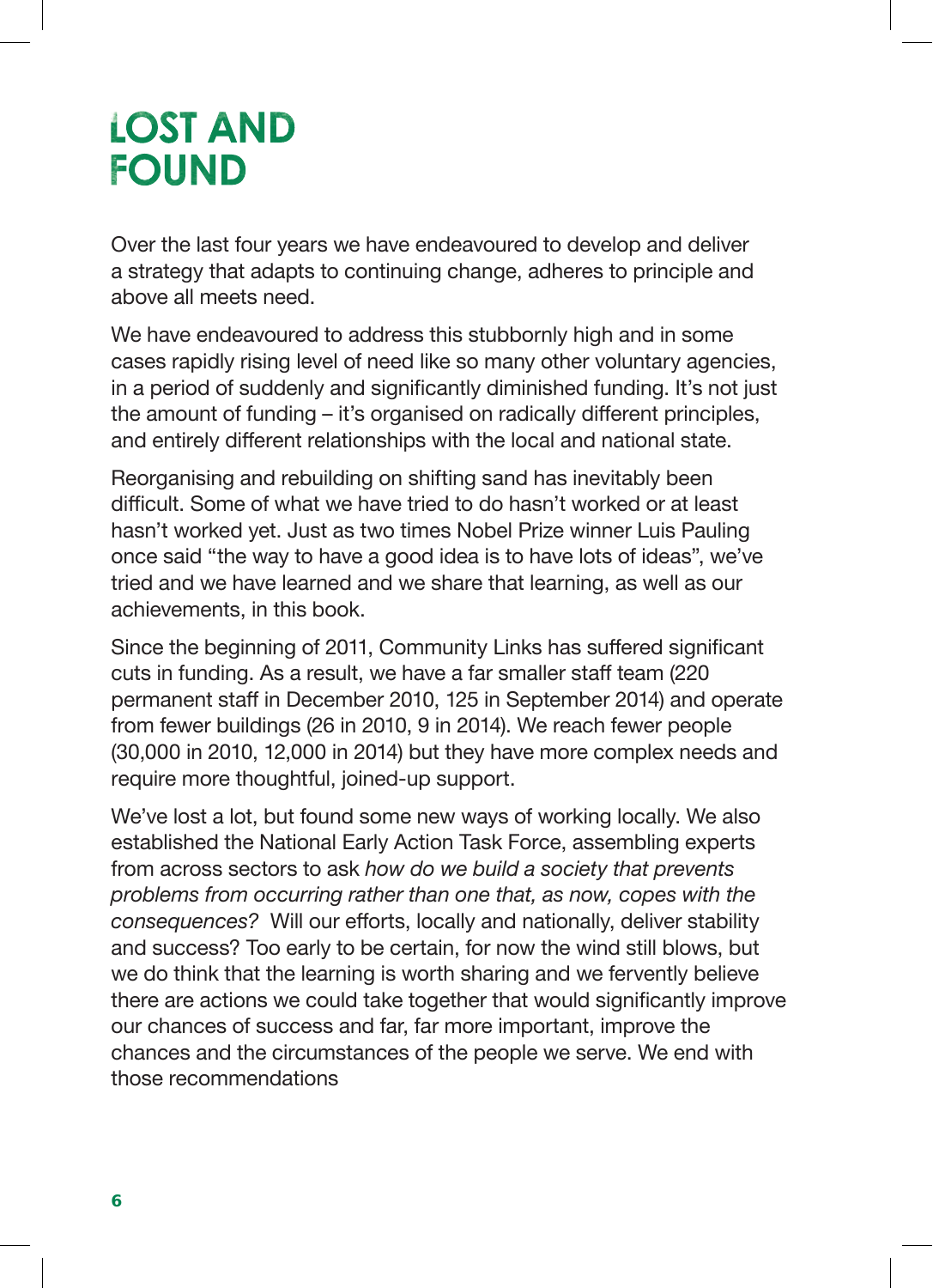# LOST AND FOUND

Over the last four years we have endeavoured to develop and deliver a strategy that adapts to continuing change, adheres to principle and above all meets need.

We have endeavoured to address this stubbornly high and in some cases rapidly rising level of need like so many other voluntary agencies, in a period of suddenly and significantly diminished funding. It's not just the amount of funding – it's organised on radically different principles, and entirely different relationships with the local and national state.

Reorganising and rebuilding on shifting sand has inevitably been difficult. Some of what we have tried to do hasn't worked or at least hasn't worked yet. Just as two times Nobel Prize winner Luis Pauling once said "the way to have a good idea is to have lots of ideas", we've tried and we have learned and we share that learning, as well as our achievements, in this book.

Since the beginning of 2011, Community Links has suffered significant cuts in funding. As a result, we have a far smaller staff team (220 permanent staff in December 2010, 125 in September 2014) and operate from fewer buildings (26 in 2010, 9 in 2014). We reach fewer people (30,000 in 2010, 12,000 in 2014) but they have more complex needs and require more thoughtful, joined-up support.

We've lost a lot, but found some new ways of working locally. We also established the National Early Action Task Force, assembling experts from across sectors to ask *how do we build a society that prevents problems from occurring rather than one that, as now, copes with the consequences?* Will our efforts, locally and nationally, deliver stability and success? Too early to be certain, for now the wind still blows, but we do think that the learning is worth sharing and we fervently believe there are actions we could take together that would significantly improve our chances of success and far, far more important, improve the chances and the circumstances of the people we serve. We end with those recommendations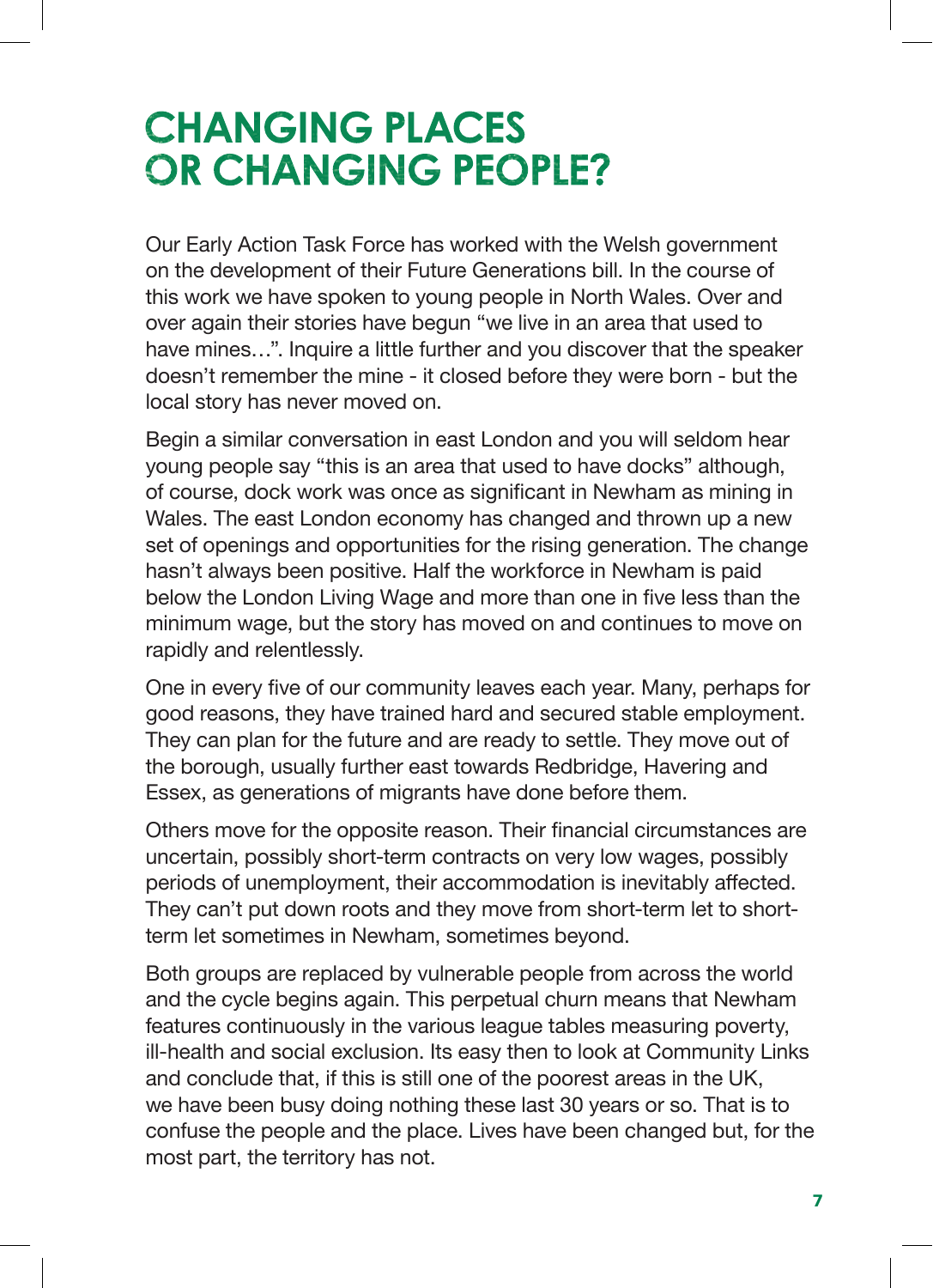# CHANGING PLACES OR CHANGING PEOPLE?

Our Early Action Task Force has worked with the Welsh government on the development of their Future Generations bill. In the course of this work we have spoken to young people in North Wales. Over and over again their stories have begun "we live in an area that used to have mines…". Inquire a little further and you discover that the speaker doesn't remember the mine - it closed before they were born - but the local story has never moved on.

Begin a similar conversation in east London and you will seldom hear young people say "this is an area that used to have docks" although, of course, dock work was once as significant in Newham as mining in Wales. The east London economy has changed and thrown up a new set of openings and opportunities for the rising generation. The change hasn't always been positive. Half the workforce in Newham is paid below the London Living Wage and more than one in five less than the minimum wage, but the story has moved on and continues to move on rapidly and relentlessly.

One in every five of our community leaves each year. Many, perhaps for good reasons, they have trained hard and secured stable employment. They can plan for the future and are ready to settle. They move out of the borough, usually further east towards Redbridge, Havering and Essex, as generations of migrants have done before them.

Others move for the opposite reason. Their financial circumstances are uncertain, possibly short-term contracts on very low wages, possibly periods of unemployment, their accommodation is inevitably affected. They can't put down roots and they move from short-term let to short-term let sometimes in Newham, sometimes beyond.

Both groups are replaced by vulnerable people from across the world and the cycle begins again. This perpetual churn means that Newham features continuously in the various league tables measuring poverty, ill-health and social exclusion. Its easy then to look at Community Links and conclude that, if this is still one of the poorest areas in the UK, we have been busy doing nothing these last 30 years or so. That is to confuse the people and the place. Lives have been changed but, for the most part, the territory has not.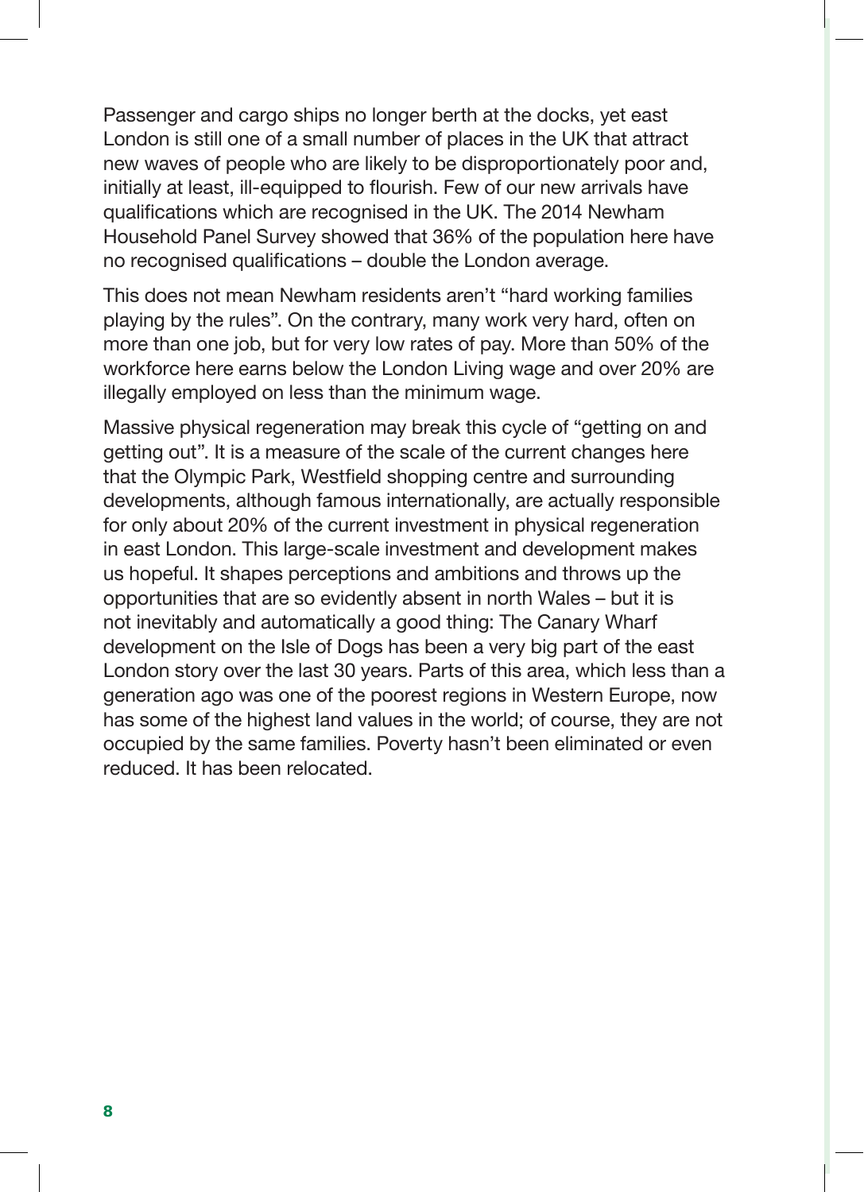Passenger and cargo ships no longer berth at the docks, yet east London is still one of a small number of places in the UK that attract new waves of people who are likely to be disproportionately poor and, initially at least, ill-equipped to flourish. Few of our new arrivals have qualifications which are recognised in the UK. The 2014 Newham Household Panel Survey showed that 36% of the population here have no recognised qualifications – double the London average.

This does not mean Newham residents aren't "hard working families playing by the rules". On the contrary, many work very hard, often on more than one job, but for very low rates of pay. More than 50% of the workforce here earns below the London Living wage and over 20% are illegally employed on less than the minimum wage.

Massive physical regeneration may break this cycle of "getting on and getting out". It is a measure of the scale of the current changes here that the Olympic Park, Westfield shopping centre and surrounding developments, although famous internationally, are actually responsible for only about 20% of the current investment in physical regeneration in east London. This large-scale investment and development makes us hopeful. It shapes perceptions and ambitions and throws up the opportunities that are so evidently absent in north Wales – but it is not inevitably and automatically a good thing: The Canary Wharf development on the Isle of Dogs has been a very big part of the east London story over the last 30 years. Parts of this area, which less than a generation ago was one of the poorest regions in Western Europe, now has some of the highest land values in the world; of course, they are not occupied by the same families. Poverty hasn't been eliminated or even reduced. It has been relocated.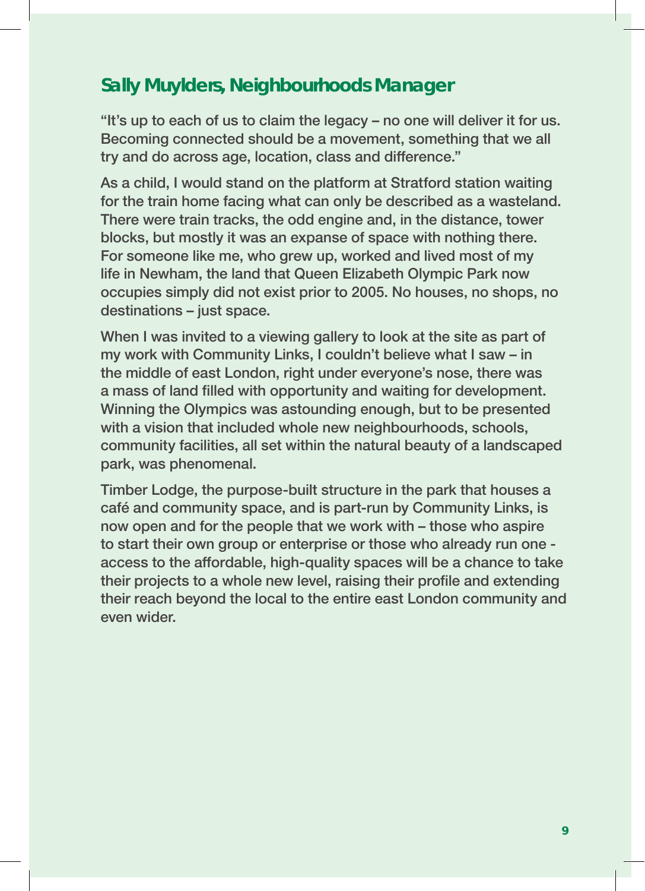## Sally Muylders, Neighbourhoods Manager

"It's up to each of us to claim the legacy – no one will deliver it for us. Becoming connected should be a movement, something that we all try and do across age, location, class and difference."

As a child, I would stand on the platform at Stratford station waiting for the train home facing what can only be described as a wasteland. There were train tracks, the odd engine and, in the distance, tower blocks, but mostly it was an expanse of space with nothing there. For someone like me, who grew up, worked and lived most of my life in Newham, the land that Queen Elizabeth Olympic Park now occupies simply did not exist prior to 2005. No houses, no shops, no destinations – just space.

When I was invited to a viewing gallery to look at the site as part of my work with Community Links, I couldn't believe what I saw – in the middle of east London, right under everyone's nose, there was a mass of land filled with opportunity and waiting for development. Winning the Olympics was astounding enough, but to be presented with a vision that included whole new neighbourhoods, schools, community facilities, all set within the natural beauty of a landscaped park, was phenomenal.

Timber Lodge, the purpose-built structure in the park that houses a café and community space, and is part-run by Community Links, is now open and for the people that we work with – those who aspire to start their own group or enterprise or those who already run one - access to the affordable, high-quality spaces will be a chance to take their projects to a whole new level, raising their profile and extending their reach beyond the local to the entire east London community and even wider.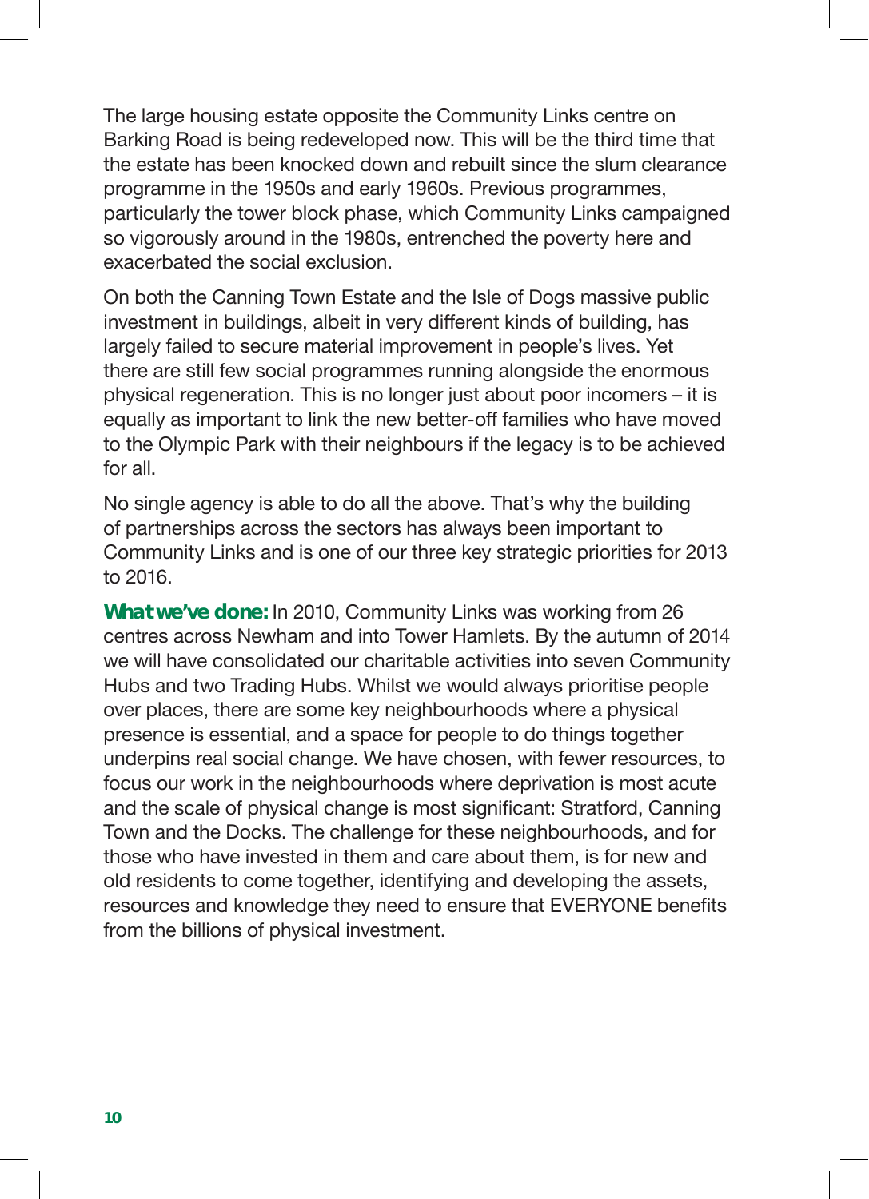The large housing estate opposite the Community Links centre on Barking Road is being redeveloped now. This will be the third time that the estate has been knocked down and rebuilt since the slum clearance programme in the 1950s and early 1960s. Previous programmes, particularly the tower block phase, which Community Links campaigned so vigorously around in the 1980s, entrenched the poverty here and exacerbated the social exclusion.

On both the Canning Town Estate and the Isle of Dogs massive public investment in buildings, albeit in very different kinds of building, has largely failed to secure material improvement in people's lives. Yet there are still few social programmes running alongside the enormous physical regeneration. This is no longer just about poor incomers – it is equally as important to link the new better-off families who have moved to the Olympic Park with their neighbours if the legacy is to be achieved for all.

No single agency is able to do all the above. That's why the building of partnerships across the sectors has always been important to Community Links and is one of our three key strategic priorities for 2013 to 2016.

***What we've done:*** In 2010, Community Links was working from 26 centres across Newham and into Tower Hamlets. By the autumn of 2014 we will have consolidated our charitable activities into seven Community Hubs and two Trading Hubs. Whilst we would always prioritise people over places, there are some key neighbourhoods where a physical presence is essential, and a space for people to do things together underpins real social change. We have chosen, with fewer resources, to focus our work in the neighbourhoods where deprivation is most acute and the scale of physical change is most significant: Stratford, Canning Town and the Docks. The challenge for these neighbourhoods, and for those who have invested in them and care about them, is for new and old residents to come together, identifying and developing the assets, resources and knowledge they need to ensure that EVERYONE benefits from the billions of physical investment.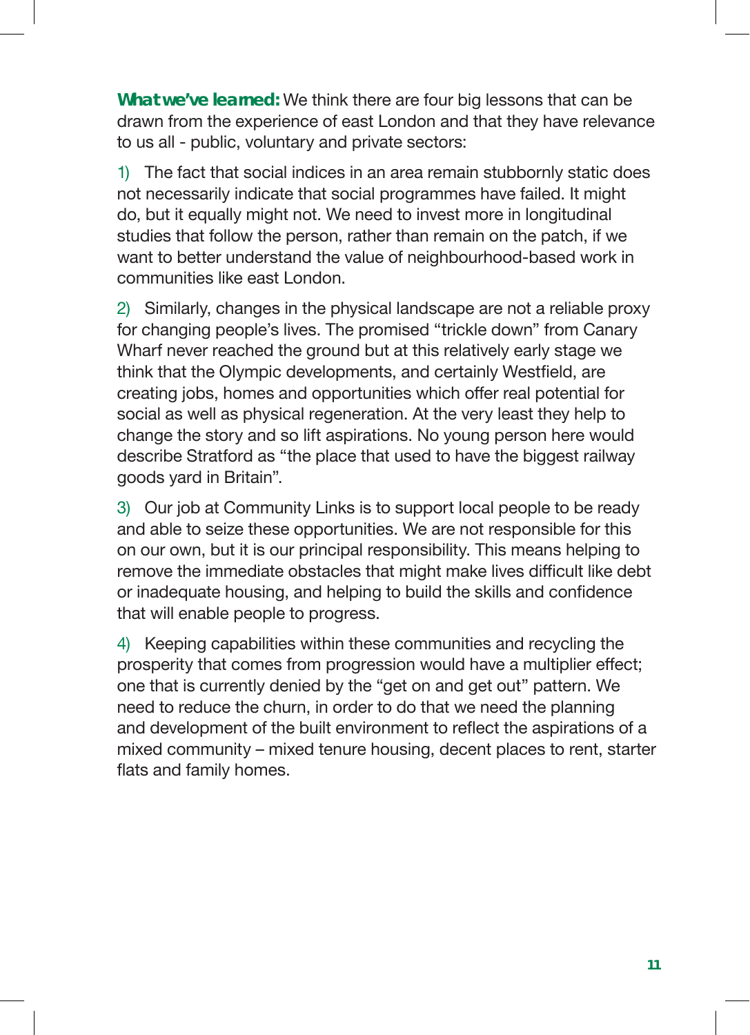**What we've learned:** We think there are four big lessons that can be drawn from the experience of east London and that they have relevance to us all - public, voluntary and private sectors:

1) The fact that social indices in an area remain stubbornly static does not necessarily indicate that social programmes have failed. It might do, but it equally might not. We need to invest more in longitudinal studies that follow the person, rather than remain on the patch, if we want to better understand the value of neighbourhood-based work in communities like east London.

2) Similarly, changes in the physical landscape are not a reliable proxy for changing people's lives. The promised "trickle down" from Canary Wharf never reached the ground but at this relatively early stage we think that the Olympic developments, and certainly Westfield, are creating jobs, homes and opportunities which offer real potential for social as well as physical regeneration. At the very least they help to change the story and so lift aspirations. No young person here would describe Stratford as "the place that used to have the biggest railway goods yard in Britain".

3) Our job at Community Links is to support local people to be ready and able to seize these opportunities. We are not responsible for this on our own, but it is our principal responsibility. This means helping to remove the immediate obstacles that might make lives difficult like debt or inadequate housing, and helping to build the skills and confidence that will enable people to progress.

4) Keeping capabilities within these communities and recycling the prosperity that comes from progression would have a multiplier effect; one that is currently denied by the "get on and get out" pattern. We need to reduce the churn, in order to do that we need the planning and development of the built environment to reflect the aspirations of a mixed community – mixed tenure housing, decent places to rent, starter flats and family homes.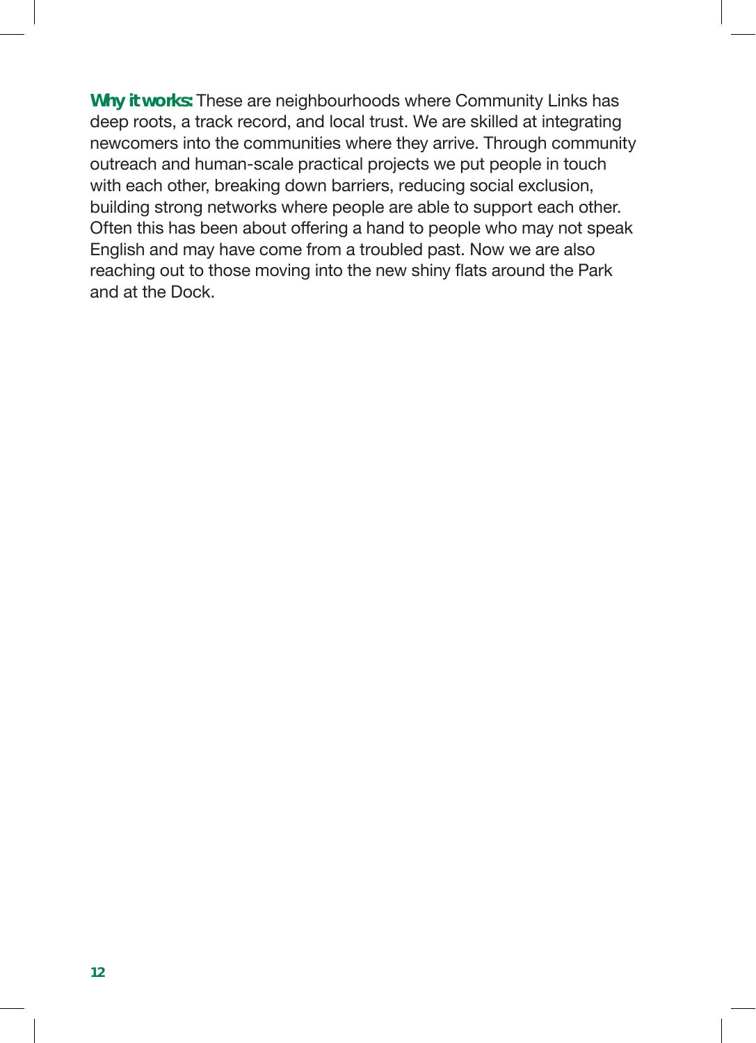**Why it works:** These are neighbourhoods where Community Links has deep roots, a track record, and local trust. We are skilled at integrating newcomers into the communities where they arrive. Through community outreach and human-scale practical projects we put people in touch with each other, breaking down barriers, reducing social exclusion, building strong networks where people are able to support each other. Often this has been about offering a hand to people who may not speak English and may have come from a troubled past. Now we are also reaching out to those moving into the new shiny flats around the Park and at the Dock.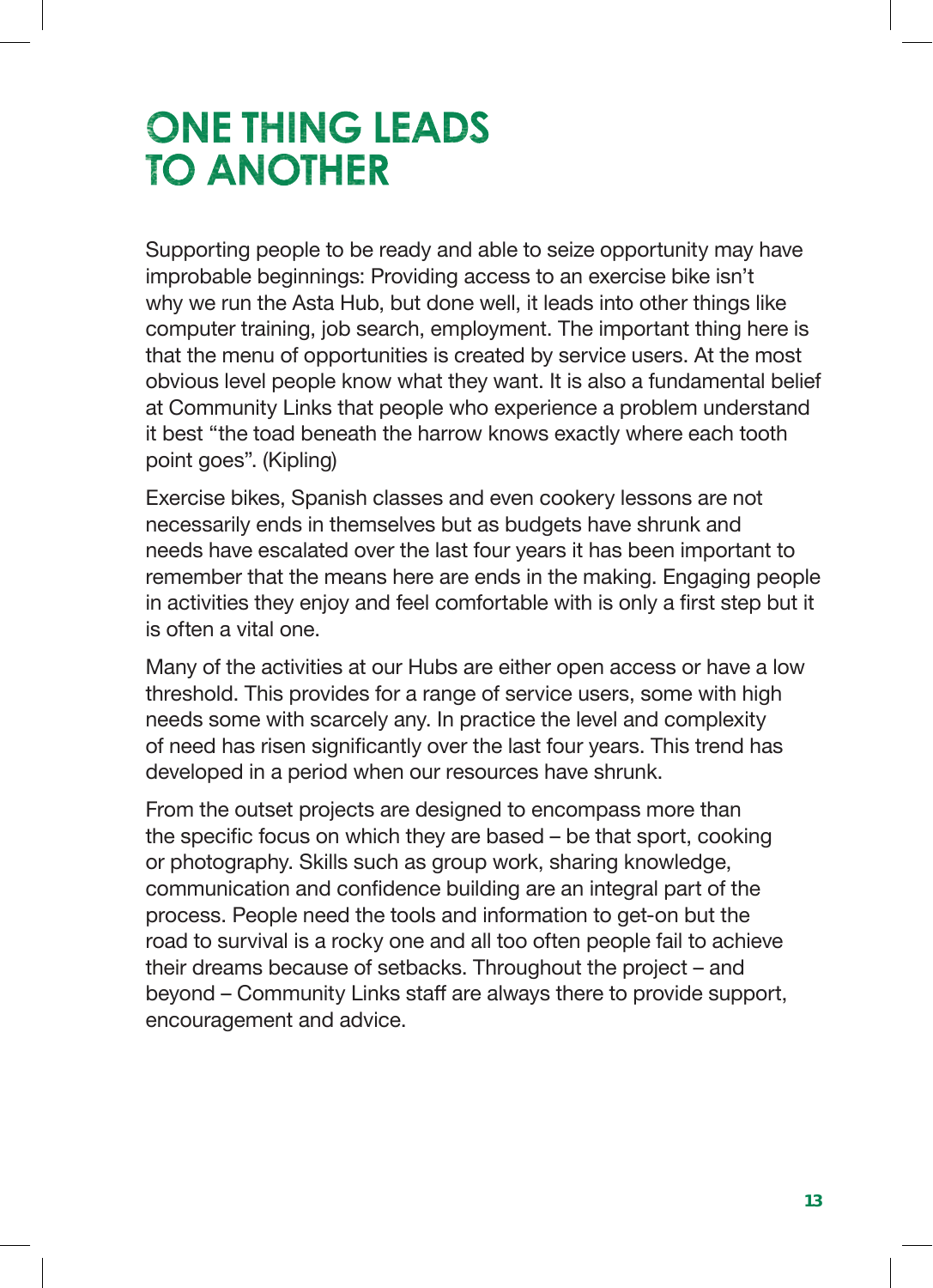# ONE THING LEADS TO ANOTHER

Supporting people to be ready and able to seize opportunity may have improbable beginnings: Providing access to an exercise bike isn't why we run the Asta Hub, but done well, it leads into other things like computer training, job search, employment. The important thing here is that the menu of opportunities is created by service users. At the most obvious level people know what they want. It is also a fundamental belief at Community Links that people who experience a problem understand it best "the toad beneath the harrow knows exactly where each tooth point goes". (Kipling)

Exercise bikes, Spanish classes and even cookery lessons are not necessarily ends in themselves but as budgets have shrunk and needs have escalated over the last four years it has been important to remember that the means here are ends in the making. Engaging people in activities they enjoy and feel comfortable with is only a first step but it is often a vital one.

Many of the activities at our Hubs are either open access or have a low threshold. This provides for a range of service users, some with high needs some with scarcely any. In practice the level and complexity of need has risen significantly over the last four years. This trend has developed in a period when our resources have shrunk.

From the outset projects are designed to encompass more than the specific focus on which they are based – be that sport, cooking or photography. Skills such as group work, sharing knowledge, communication and confidence building are an integral part of the process. People need the tools and information to get-on but the road to survival is a rocky one and all too often people fail to achieve their dreams because of setbacks. Throughout the project – and beyond – Community Links staff are always there to provide support, encouragement and advice.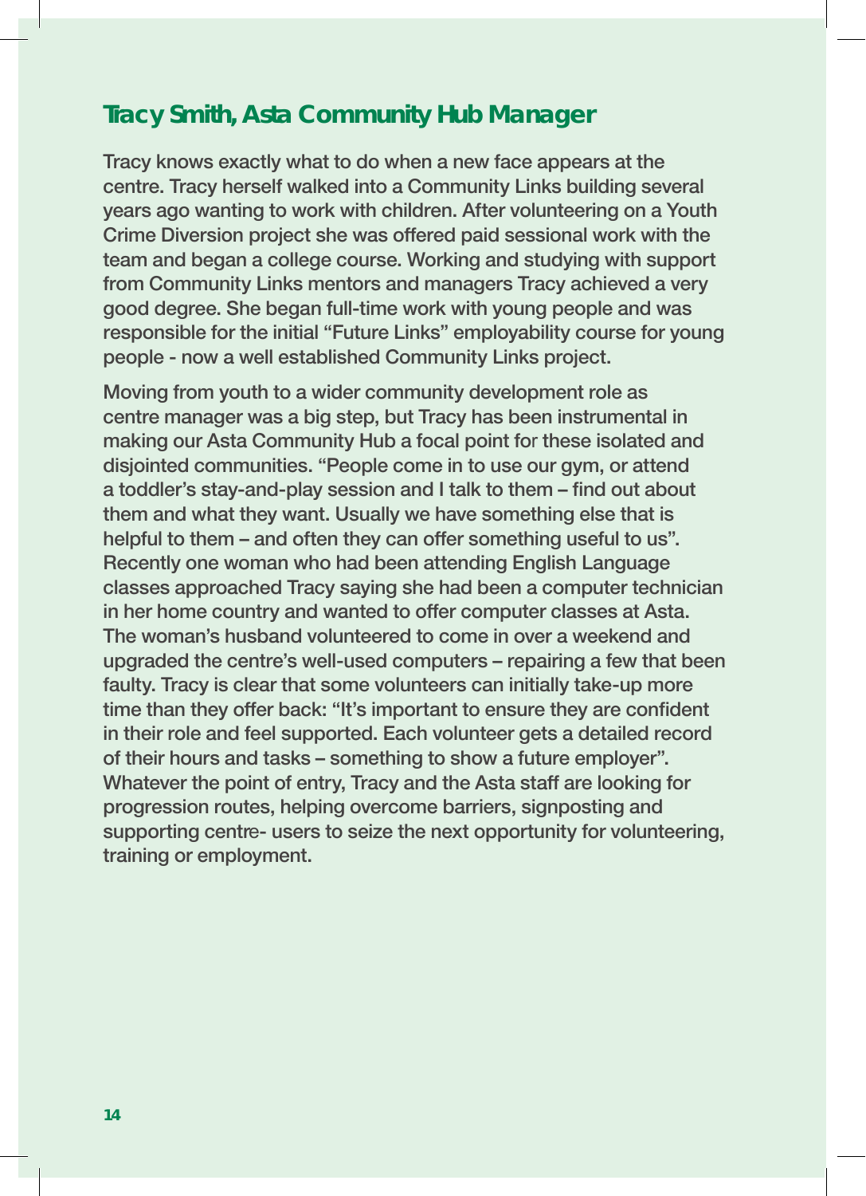## Tracy Smith, Asta Community Hub Manager

Tracy knows exactly what to do when a new face appears at the centre. Tracy herself walked into a Community Links building several years ago wanting to work with children. After volunteering on a Youth Crime Diversion project she was offered paid sessional work with the team and began a college course. Working and studying with support from Community Links mentors and managers Tracy achieved a very good degree. She began full-time work with young people and was responsible for the initial "Future Links" employability course for young people - now a well established Community Links project.

Moving from youth to a wider community development role as centre manager was a big step, but Tracy has been instrumental in making our Asta Community Hub a focal point for these isolated and disjointed communities. "People come in to use our gym, or attend a toddler's stay-and-play session and I talk to them – find out about them and what they want. Usually we have something else that is helpful to them – and often they can offer something useful to us". Recently one woman who had been attending English Language classes approached Tracy saying she had been a computer technician in her home country and wanted to offer computer classes at Asta. The woman's husband volunteered to come in over a weekend and upgraded the centre's well-used computers – repairing a few that been faulty. Tracy is clear that some volunteers can initially take-up more time than they offer back: "It's important to ensure they are confident in their role and feel supported. Each volunteer gets a detailed record of their hours and tasks – something to show a future employer". Whatever the point of entry, Tracy and the Asta staff are looking for progression routes, helping overcome barriers, signposting and supporting centre- users to seize the next opportunity for volunteering, training or employment.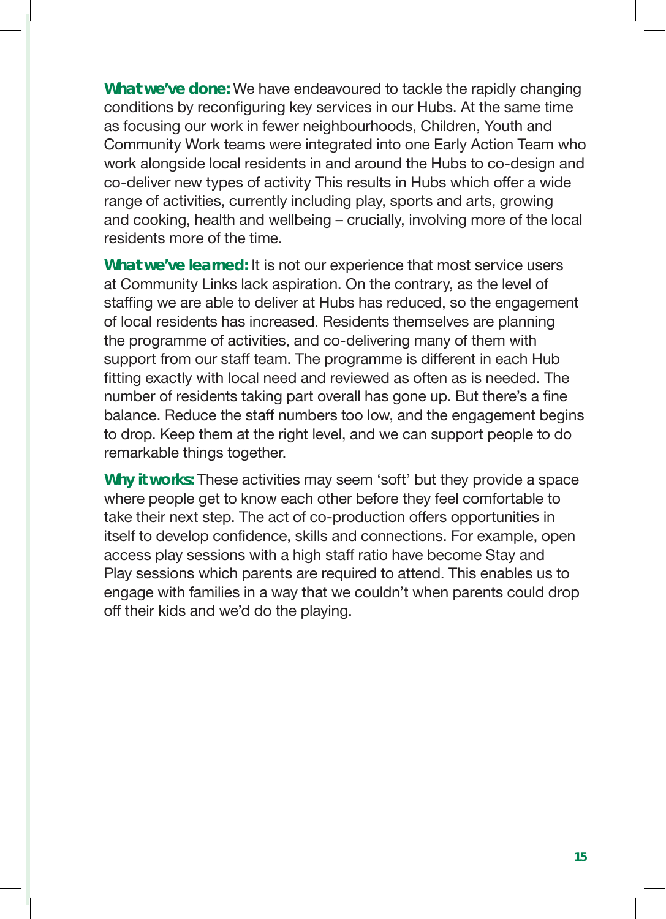**What we've done:** We have endeavoured to tackle the rapidly changing conditions by reconfiguring key services in our Hubs. At the same time as focusing our work in fewer neighbourhoods, Children, Youth and Community Work teams were integrated into one Early Action Team who work alongside local residents in and around the Hubs to co-design and co-deliver new types of activity This results in Hubs which offer a wide range of activities, currently including play, sports and arts, growing and cooking, health and wellbeing – crucially, involving more of the local residents more of the time.

**What we've learned:** It is not our experience that most service users at Community Links lack aspiration. On the contrary, as the level of staffing we are able to deliver at Hubs has reduced, so the engagement of local residents has increased. Residents themselves are planning the programme of activities, and co-delivering many of them with support from our staff team. The programme is different in each Hub fitting exactly with local need and reviewed as often as is needed. The number of residents taking part overall has gone up. But there's a fine balance. Reduce the staff numbers too low, and the engagement begins to drop. Keep them at the right level, and we can support people to do remarkable things together.

**Why it works:** These activities may seem 'soft' but they provide a space where people get to know each other before they feel comfortable to take their next step. The act of co-production offers opportunities in itself to develop confidence, skills and connections. For example, open access play sessions with a high staff ratio have become Stay and Play sessions which parents are required to attend. This enables us to engage with families in a way that we couldn't when parents could drop off their kids and we'd do the playing.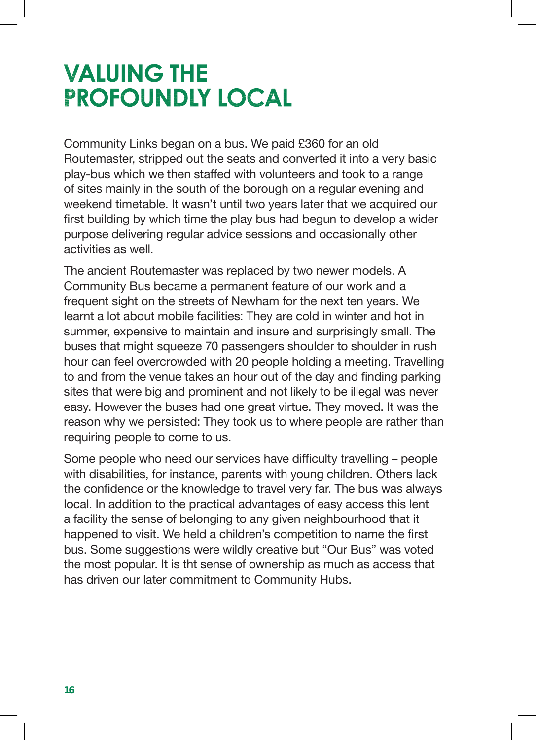# VALUING THE PROFOUNDLY LOCAL

Community Links began on a bus. We paid £360 for an old Routemaster, stripped out the seats and converted it into a very basic play-bus which we then staffed with volunteers and took to a range of sites mainly in the south of the borough on a regular evening and weekend timetable. It wasn't until two years later that we acquired our first building by which time the play bus had begun to develop a wider purpose delivering regular advice sessions and occasionally other activities as well.

The ancient Routemaster was replaced by two newer models. A Community Bus became a permanent feature of our work and a frequent sight on the streets of Newham for the next ten years. We learnt a lot about mobile facilities: They are cold in winter and hot in summer, expensive to maintain and insure and surprisingly small. The buses that might squeeze 70 passengers shoulder to shoulder in rush hour can feel overcrowded with 20 people holding a meeting. Travelling to and from the venue takes an hour out of the day and finding parking sites that were big and prominent and not likely to be illegal was never easy. However the buses had one great virtue. They moved. It was the reason why we persisted: They took us to where people are rather than requiring people to come to us.

Some people who need our services have difficulty travelling – people with disabilities, for instance, parents with young children. Others lack the confidence or the knowledge to travel very far. The bus was always local. In addition to the practical advantages of easy access this lent a facility the sense of belonging to any given neighbourhood that it happened to visit. We held a children's competition to name the first bus. Some suggestions were wildly creative but "Our Bus" was voted the most popular. It is tht sense of ownership as much as access that has driven our later commitment to Community Hubs.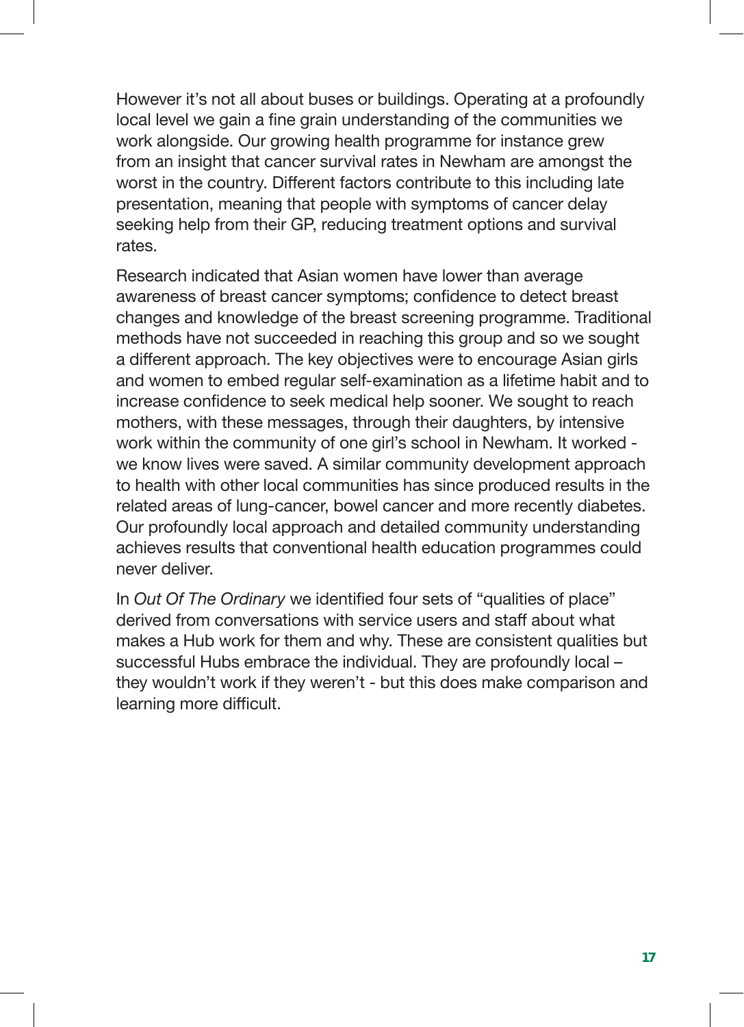However it's not all about buses or buildings. Operating at a profoundly local level we gain a fine grain understanding of the communities we work alongside. Our growing health programme for instance grew from an insight that cancer survival rates in Newham are amongst the worst in the country. Different factors contribute to this including late presentation, meaning that people with symptoms of cancer delay seeking help from their GP, reducing treatment options and survival rates.

Research indicated that Asian women have lower than average awareness of breast cancer symptoms; confidence to detect breast changes and knowledge of the breast screening programme. Traditional methods have not succeeded in reaching this group and so we sought a different approach. The key objectives were to encourage Asian girls and women to embed regular self-examination as a lifetime habit and to increase confidence to seek medical help sooner. We sought to reach mothers, with these messages, through their daughters, by intensive work within the community of one girl's school in Newham. It worked - we know lives were saved. A similar community development approach to health with other local communities has since produced results in the related areas of lung-cancer, bowel cancer and more recently diabetes. Our profoundly local approach and detailed community understanding achieves results that conventional health education programmes could never deliver.

In *Out Of The Ordinary* we identified four sets of "qualities of place" derived from conversations with service users and staff about what makes a Hub work for them and why. These are consistent qualities but successful Hubs embrace the individual. They are profoundly local – they wouldn't work if they weren't - but this does make comparison and learning more difficult.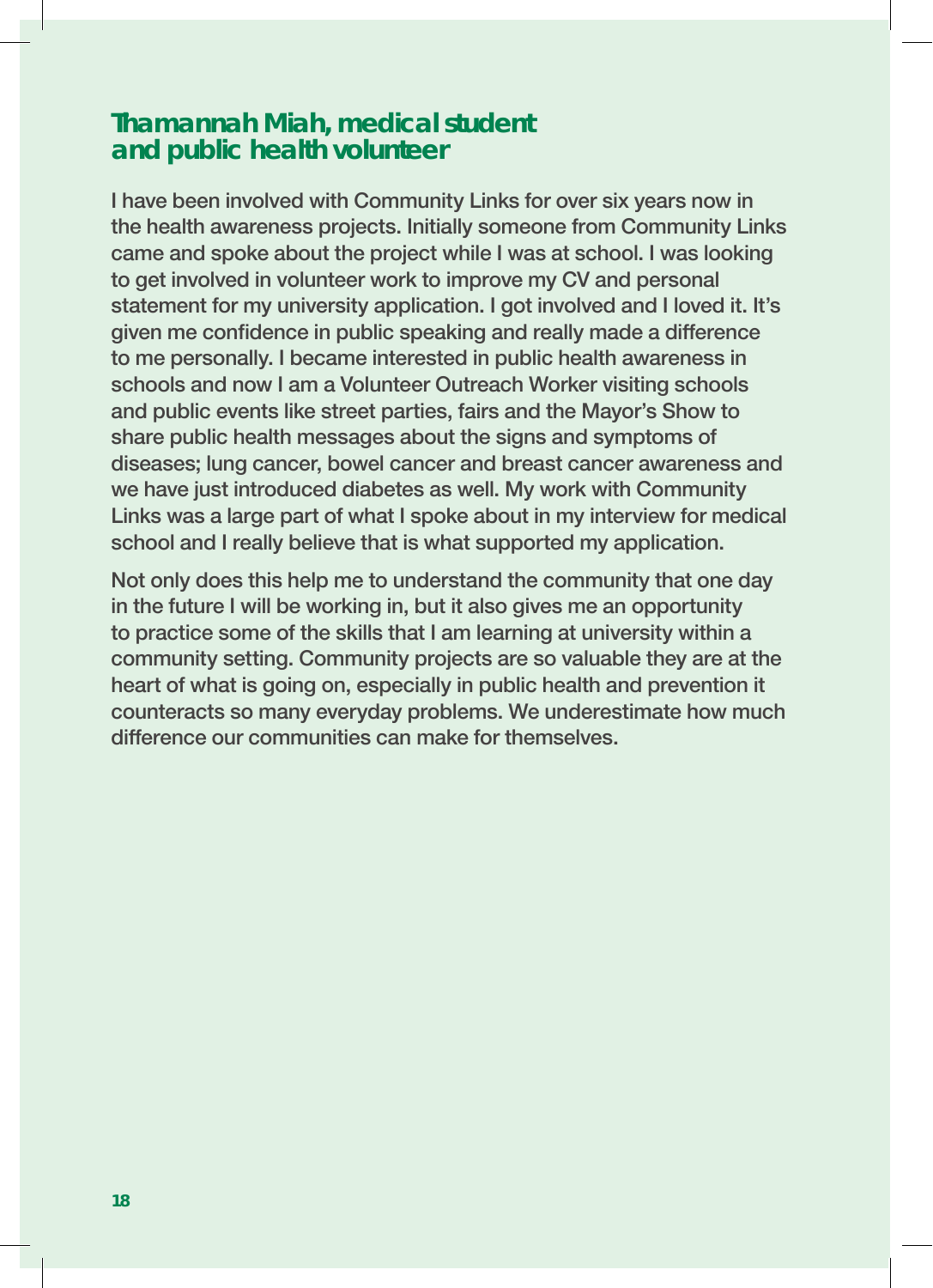## Thamannah Miah, medical student and public health volunteer

I have been involved with Community Links for over six years now in the health awareness projects. Initially someone from Community Links came and spoke about the project while I was at school. I was looking to get involved in volunteer work to improve my CV and personal statement for my university application. I got involved and I loved it. It's given me confidence in public speaking and really made a difference to me personally. I became interested in public health awareness in schools and now I am a Volunteer Outreach Worker visiting schools and public events like street parties, fairs and the Mayor's Show to share public health messages about the signs and symptoms of diseases; lung cancer, bowel cancer and breast cancer awareness and we have just introduced diabetes as well. My work with Community Links was a large part of what I spoke about in my interview for medical school and I really believe that is what supported my application.

Not only does this help me to understand the community that one day in the future I will be working in, but it also gives me an opportunity to practice some of the skills that I am learning at university within a community setting. Community projects are so valuable they are at the heart of what is going on, especially in public health and prevention it counteracts so many everyday problems. We underestimate how much difference our communities can make for themselves.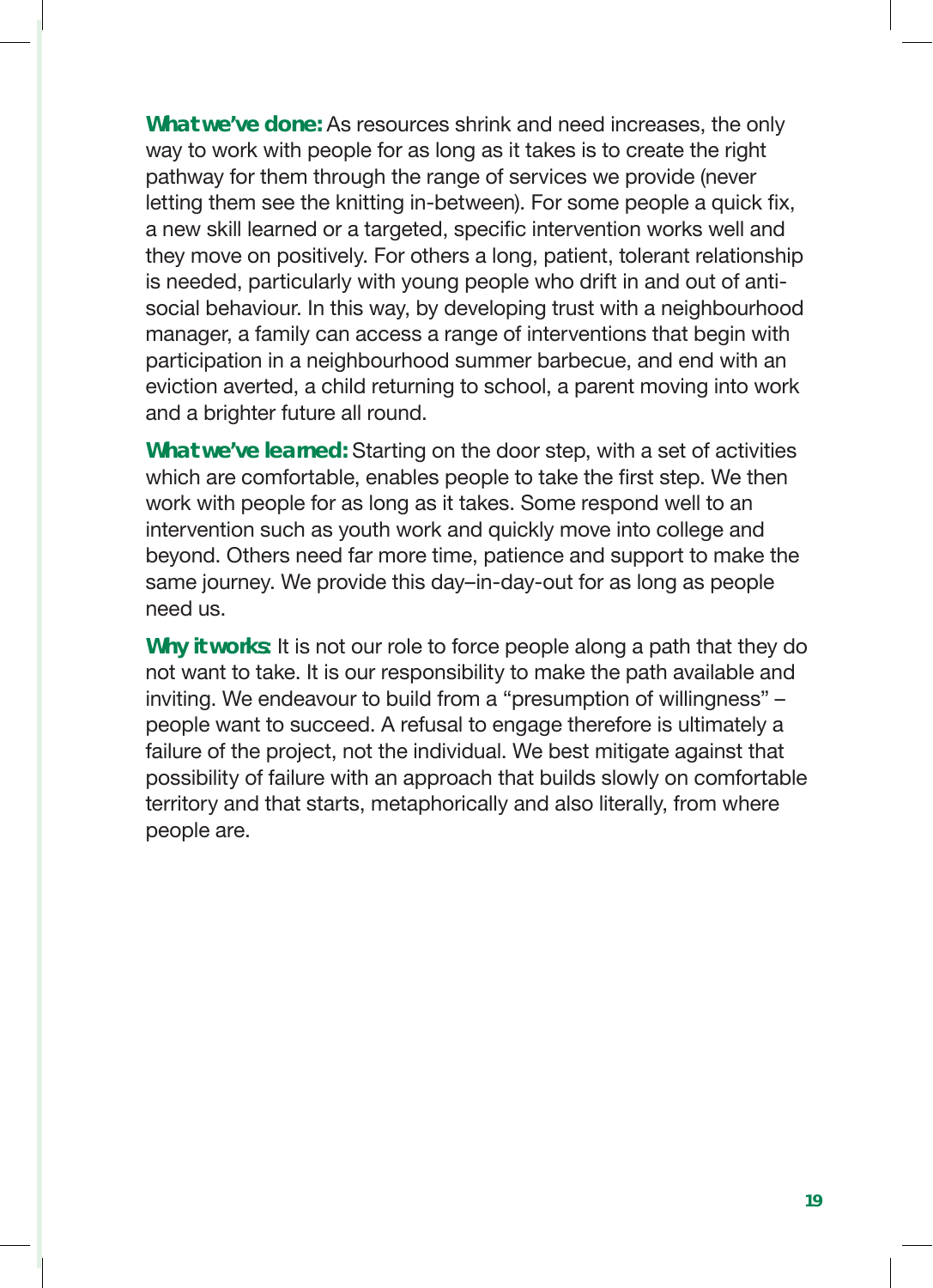**What we've done:** As resources shrink and need increases, the only way to work with people for as long as it takes is to create the right pathway for them through the range of services we provide (never letting them see the knitting in-between). For some people a quick fix, a new skill learned or a targeted, specific intervention works well and they move on positively. For others a long, patient, tolerant relationship is needed, particularly with young people who drift in and out of anti-social behaviour. In this way, by developing trust with a neighbourhood manager, a family can access a range of interventions that begin with participation in a neighbourhood summer barbecue, and end with an eviction averted, a child returning to school, a parent moving into work and a brighter future all round.

**What we've learned:** Starting on the door step, with a set of activities which are comfortable, enables people to take the first step. We then work with people for as long as it takes. Some respond well to an intervention such as youth work and quickly move into college and beyond. Others need far more time, patience and support to make the same journey. We provide this day–in-day-out for as long as people need us.

**Why it works:** It is not our role to force people along a path that they do not want to take. It is our responsibility to make the path available and inviting. We endeavour to build from a "presumption of willingness" – people want to succeed. A refusal to engage therefore is ultimately a failure of the project, not the individual. We best mitigate against that possibility of failure with an approach that builds slowly on comfortable territory and that starts, metaphorically and also literally, from where people are.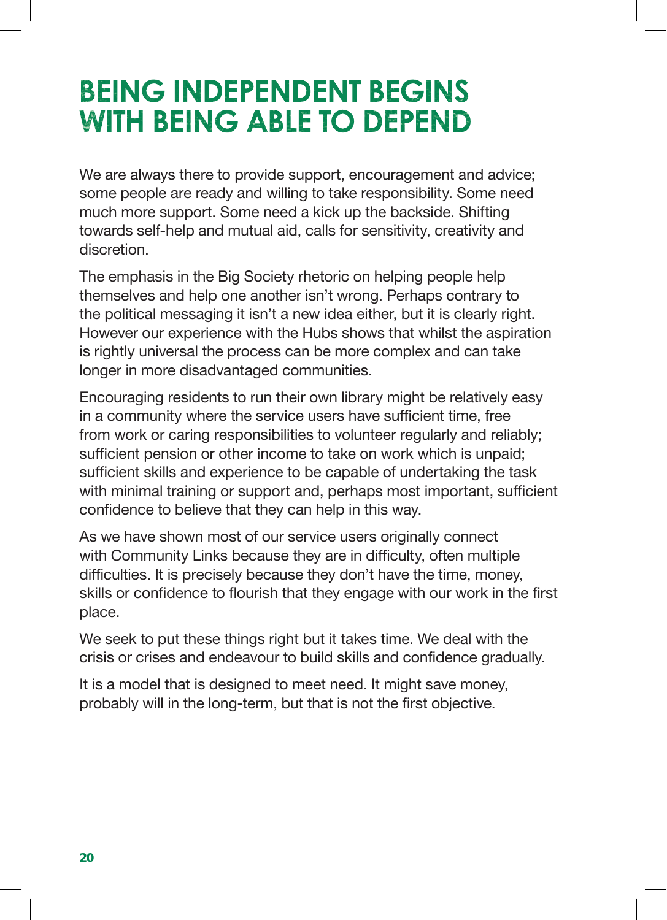# BEING INDEPENDENT BEGINS WITH BEING ABLE TO DEPEND

We are always there to provide support, encouragement and advice; some people are ready and willing to take responsibility. Some need much more support. Some need a kick up the backside. Shifting towards self-help and mutual aid, calls for sensitivity, creativity and discretion.

The emphasis in the Big Society rhetoric on helping people help themselves and help one another isn't wrong. Perhaps contrary to the political messaging it isn't a new idea either, but it is clearly right. However our experience with the Hubs shows that whilst the aspiration is rightly universal the process can be more complex and can take longer in more disadvantaged communities.

Encouraging residents to run their own library might be relatively easy in a community where the service users have sufficient time, free from work or caring responsibilities to volunteer regularly and reliably; sufficient pension or other income to take on work which is unpaid; sufficient skills and experience to be capable of undertaking the task with minimal training or support and, perhaps most important, sufficient confidence to believe that they can help in this way.

As we have shown most of our service users originally connect with Community Links because they are in difficulty, often multiple difficulties. It is precisely because they don't have the time, money, skills or confidence to flourish that they engage with our work in the first place.

We seek to put these things right but it takes time. We deal with the crisis or crises and endeavour to build skills and confidence gradually.

It is a model that is designed to meet need. It might save money, probably will in the long-term, but that is not the first objective.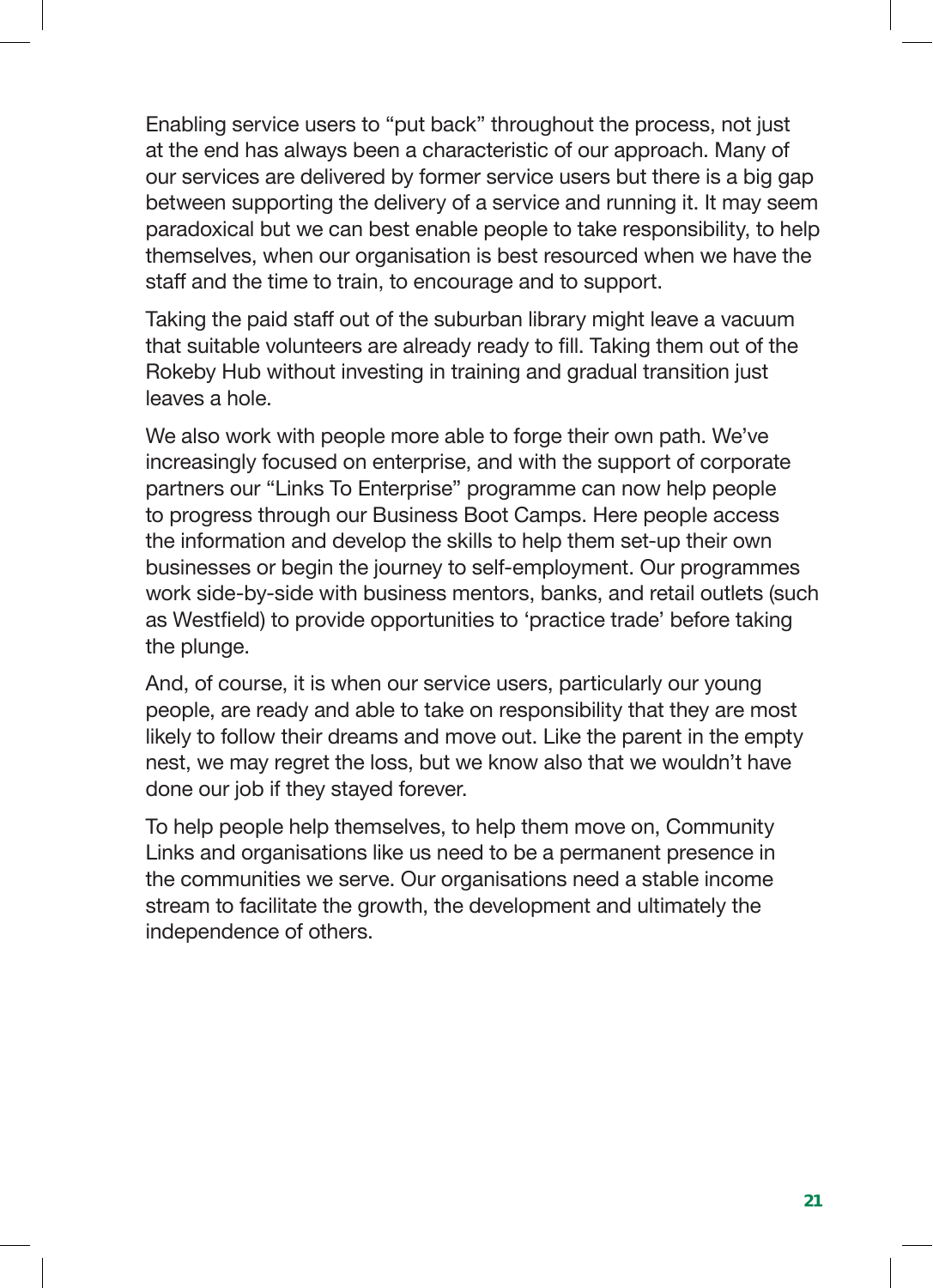Enabling service users to "put back" throughout the process, not just at the end has always been a characteristic of our approach. Many of our services are delivered by former service users but there is a big gap between supporting the delivery of a service and running it. It may seem paradoxical but we can best enable people to take responsibility, to help themselves, when our organisation is best resourced when we have the staff and the time to train, to encourage and to support.

Taking the paid staff out of the suburban library might leave a vacuum that suitable volunteers are already ready to fill. Taking them out of the Rokeby Hub without investing in training and gradual transition just leaves a hole.

We also work with people more able to forge their own path. We've increasingly focused on enterprise, and with the support of corporate partners our "Links To Enterprise" programme can now help people to progress through our Business Boot Camps. Here people access the information and develop the skills to help them set-up their own businesses or begin the journey to self-employment. Our programmes work side-by-side with business mentors, banks, and retail outlets (such as Westfield) to provide opportunities to 'practice trade' before taking the plunge.

And, of course, it is when our service users, particularly our young people, are ready and able to take on responsibility that they are most likely to follow their dreams and move out. Like the parent in the empty nest, we may regret the loss, but we know also that we wouldn't have done our job if they stayed forever.

To help people help themselves, to help them move on, Community Links and organisations like us need to be a permanent presence in the communities we serve. Our organisations need a stable income stream to facilitate the growth, the development and ultimately the independence of others.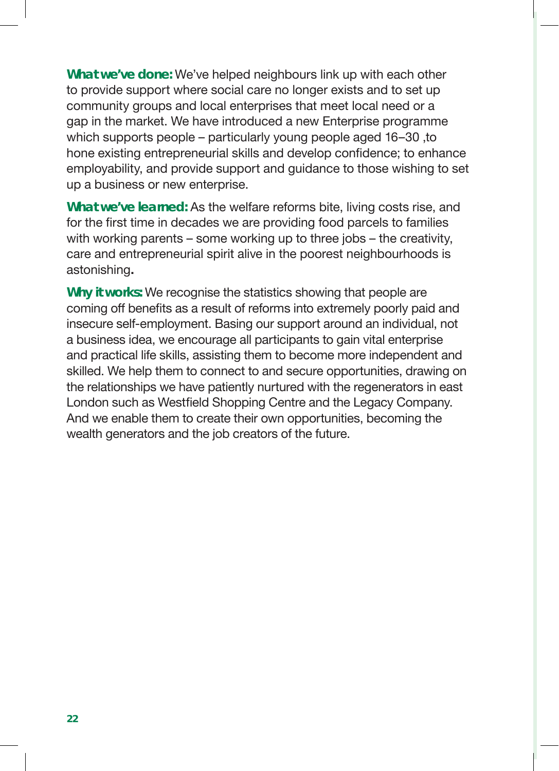**What we've done:** We've helped neighbours link up with each other to provide support where social care no longer exists and to set up community groups and local enterprises that meet local need or a gap in the market. We have introduced a new Enterprise programme which supports people – particularly young people aged 16–30 ,to hone existing entrepreneurial skills and develop confidence; to enhance employability, and provide support and guidance to those wishing to set up a business or new enterprise.

**What we've learned:** As the welfare reforms bite, living costs rise, and for the first time in decades we are providing food parcels to families with working parents – some working up to three jobs – the creativity, care and entrepreneurial spirit alive in the poorest neighbourhoods is astonishing**.**

**Why it works:** We recognise the statistics showing that people are coming off benefits as a result of reforms into extremely poorly paid and insecure self-employment. Basing our support around an individual, not a business idea, we encourage all participants to gain vital enterprise and practical life skills, assisting them to become more independent and skilled. We help them to connect to and secure opportunities, drawing on the relationships we have patiently nurtured with the regenerators in east London such as Westfield Shopping Centre and the Legacy Company. And we enable them to create their own opportunities, becoming the wealth generators and the job creators of the future.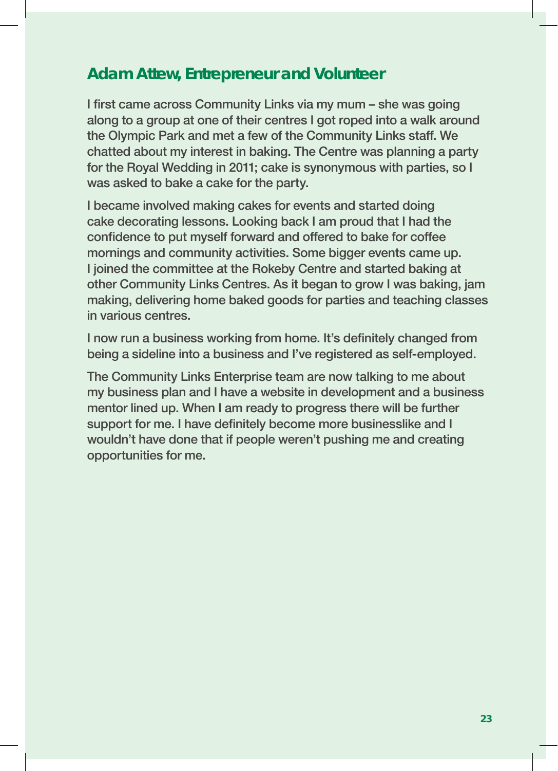## Adam Attew, Entrepreneur and Volunteer

I first came across Community Links via my mum – she was going along to a group at one of their centres I got roped into a walk around the Olympic Park and met a few of the Community Links staff. We chatted about my interest in baking. The Centre was planning a party for the Royal Wedding in 2011; cake is synonymous with parties, so I was asked to bake a cake for the party.

I became involved making cakes for events and started doing cake decorating lessons. Looking back I am proud that I had the confidence to put myself forward and offered to bake for coffee mornings and community activities. Some bigger events came up. I joined the committee at the Rokeby Centre and started baking at other Community Links Centres. As it began to grow I was baking, jam making, delivering home baked goods for parties and teaching classes in various centres.

I now run a business working from home. It's definitely changed from being a sideline into a business and I've registered as self-employed.

The Community Links Enterprise team are now talking to me about my business plan and I have a website in development and a business mentor lined up. When I am ready to progress there will be further support for me. I have definitely become more businesslike and I wouldn't have done that if people weren't pushing me and creating opportunities for me.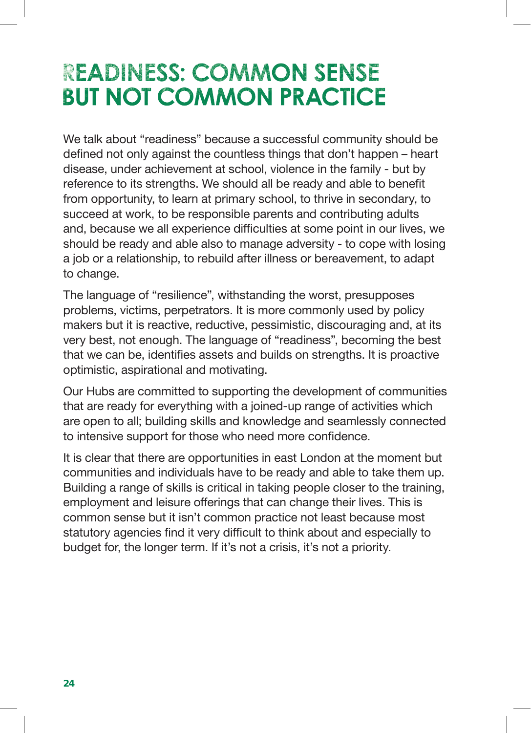# READINESS: COMMON SENSE BUT NOT COMMON PRACTICE

We talk about "readiness" because a successful community should be defined not only against the countless things that don't happen – heart disease, under achievement at school, violence in the family - but by reference to its strengths. We should all be ready and able to benefit from opportunity, to learn at primary school, to thrive in secondary, to succeed at work, to be responsible parents and contributing adults and, because we all experience difficulties at some point in our lives, we should be ready and able also to manage adversity - to cope with losing a job or a relationship, to rebuild after illness or bereavement, to adapt to change.

The language of "resilience", withstanding the worst, presupposes problems, victims, perpetrators. It is more commonly used by policy makers but it is reactive, reductive, pessimistic, discouraging and, at its very best, not enough. The language of "readiness", becoming the best that we can be, identifies assets and builds on strengths. It is proactive optimistic, aspirational and motivating.

Our Hubs are committed to supporting the development of communities that are ready for everything with a joined-up range of activities which are open to all; building skills and knowledge and seamlessly connected to intensive support for those who need more confidence.

It is clear that there are opportunities in east London at the moment but communities and individuals have to be ready and able to take them up. Building a range of skills is critical in taking people closer to the training, employment and leisure offerings that can change their lives. This is common sense but it isn't common practice not least because most statutory agencies find it very difficult to think about and especially to budget for, the longer term. If it's not a crisis, it's not a priority.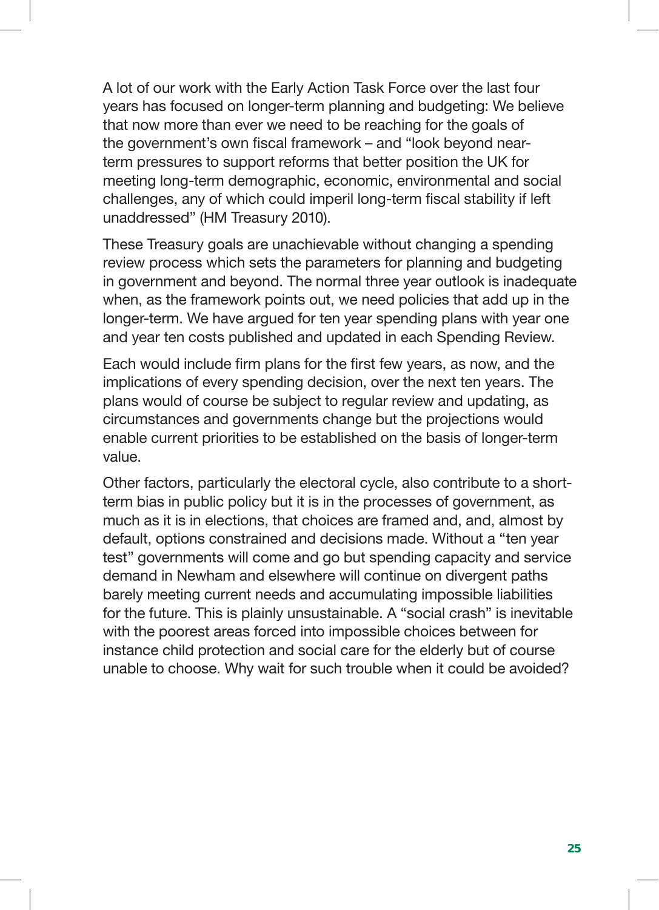A lot of our work with the Early Action Task Force over the last four years has focused on longer-term planning and budgeting: We believe that now more than ever we need to be reaching for the goals of the government's own fiscal framework – and "look beyond near-term pressures to support reforms that better position the UK for meeting long-term demographic, economic, environmental and social challenges, any of which could imperil long-term fiscal stability if left unaddressed" (HM Treasury 2010).

These Treasury goals are unachievable without changing a spending review process which sets the parameters for planning and budgeting in government and beyond. The normal three year outlook is inadequate when, as the framework points out, we need policies that add up in the longer-term. We have argued for ten year spending plans with year one and year ten costs published and updated in each Spending Review.

Each would include firm plans for the first few years, as now, and the implications of every spending decision, over the next ten years. The plans would of course be subject to regular review and updating, as circumstances and governments change but the projections would enable current priorities to be established on the basis of longer-term value.

Other factors, particularly the electoral cycle, also contribute to a short-term bias in public policy but it is in the processes of government, as much as it is in elections, that choices are framed and, and, almost by default, options constrained and decisions made. Without a "ten year test" governments will come and go but spending capacity and service demand in Newham and elsewhere will continue on divergent paths barely meeting current needs and accumulating impossible liabilities for the future. This is plainly unsustainable. A "social crash" is inevitable with the poorest areas forced into impossible choices between for instance child protection and social care for the elderly but of course unable to choose. Why wait for such trouble when it could be avoided?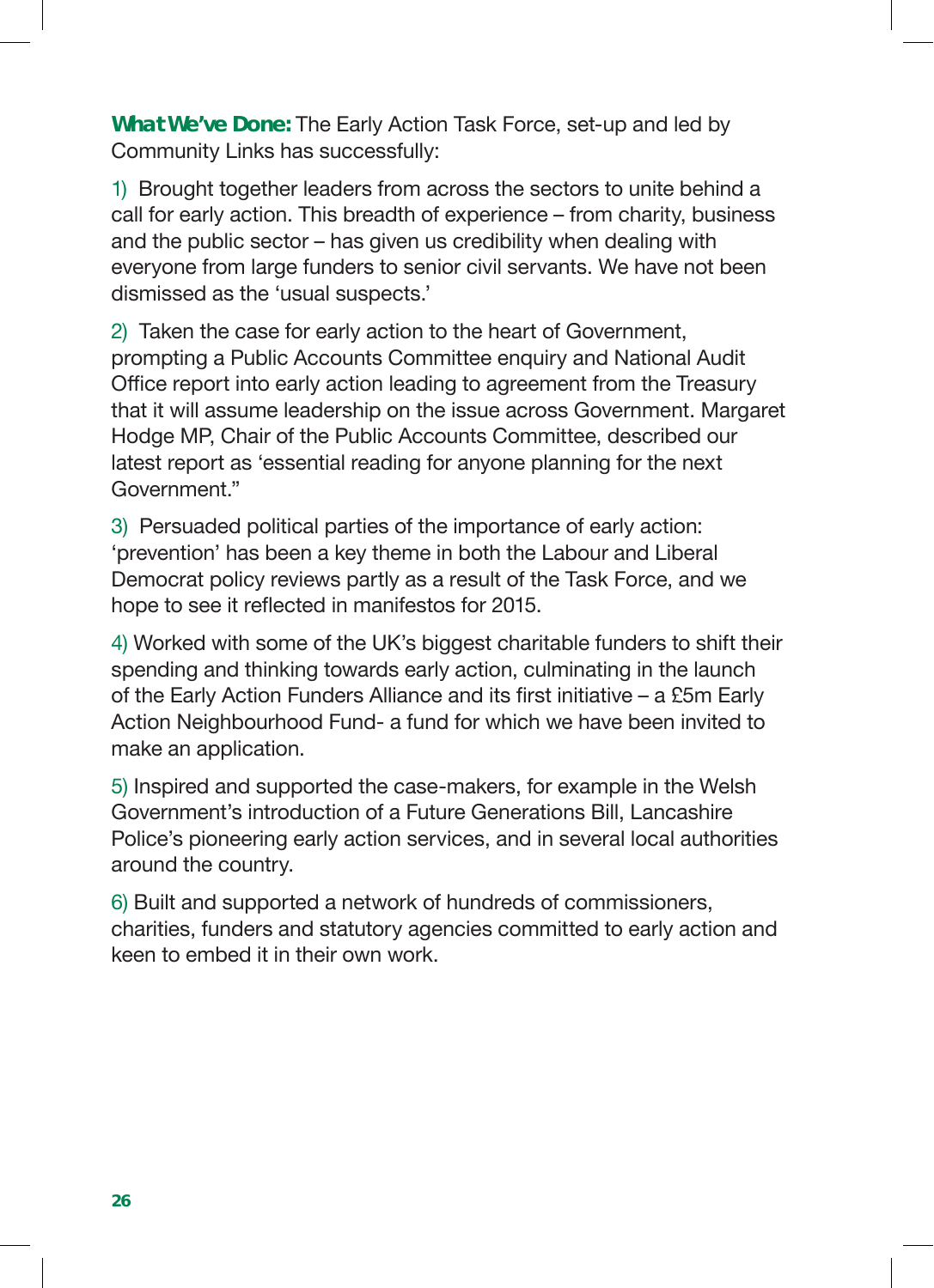**What We've Done:** The Early Action Task Force, set-up and led by Community Links has successfully:

1) Brought together leaders from across the sectors to unite behind a call for early action. This breadth of experience – from charity, business and the public sector – has given us credibility when dealing with everyone from large funders to senior civil servants. We have not been dismissed as the 'usual suspects.'

2) Taken the case for early action to the heart of Government, prompting a Public Accounts Committee enquiry and National Audit Office report into early action leading to agreement from the Treasury that it will assume leadership on the issue across Government. Margaret Hodge MP, Chair of the Public Accounts Committee, described our latest report as 'essential reading for anyone planning for the next Government."

3) Persuaded political parties of the importance of early action: 'prevention' has been a key theme in both the Labour and Liberal Democrat policy reviews partly as a result of the Task Force, and we hope to see it reflected in manifestos for 2015.

4) Worked with some of the UK's biggest charitable funders to shift their spending and thinking towards early action, culminating in the launch of the Early Action Funders Alliance and its first initiative – a £5m Early Action Neighbourhood Fund- a fund for which we have been invited to make an application.

5) Inspired and supported the case-makers, for example in the Welsh Government's introduction of a Future Generations Bill, Lancashire Police's pioneering early action services, and in several local authorities around the country.

6) Built and supported a network of hundreds of commissioners, charities, funders and statutory agencies committed to early action and keen to embed it in their own work.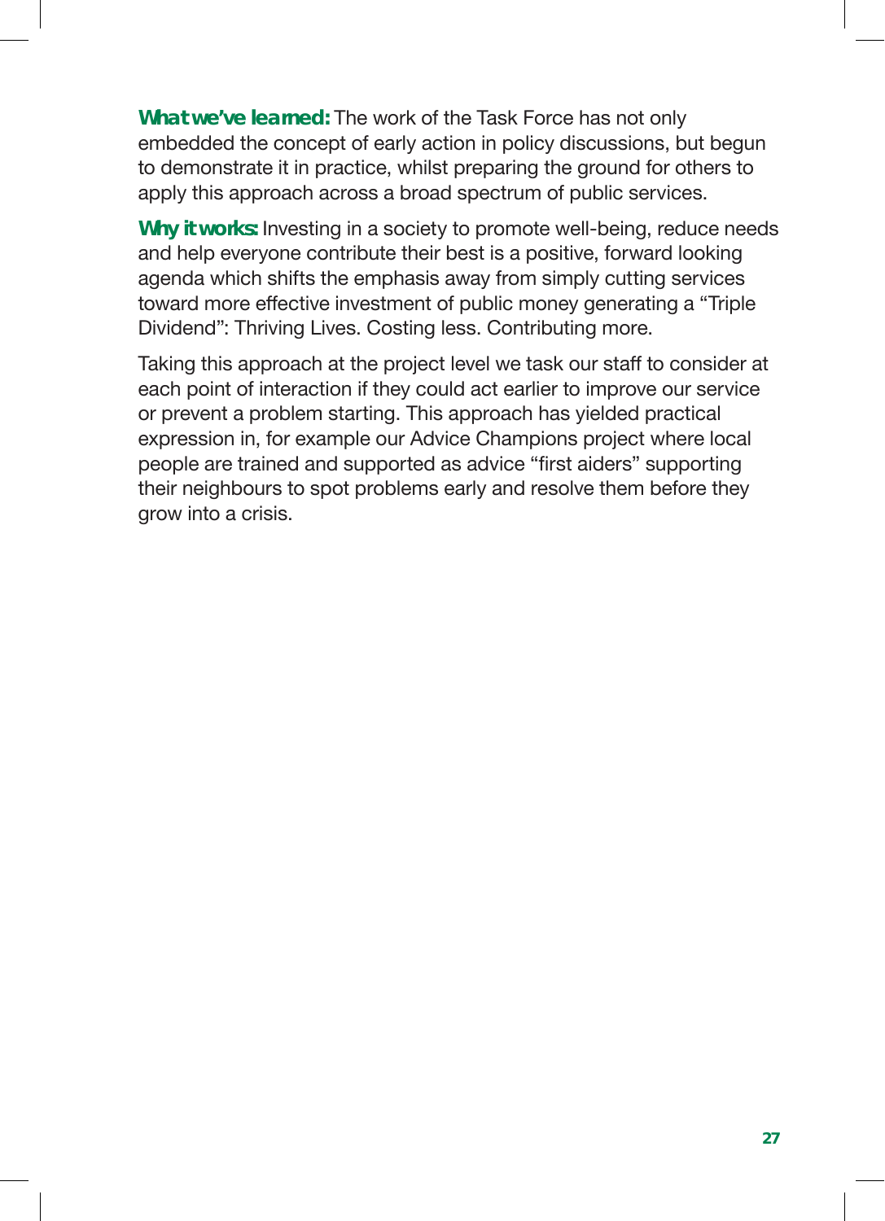**What we've learned:** The work of the Task Force has not only embedded the concept of early action in policy discussions, but begun to demonstrate it in practice, whilst preparing the ground for others to apply this approach across a broad spectrum of public services.

**Why it works:** Investing in a society to promote well-being, reduce needs and help everyone contribute their best is a positive, forward looking agenda which shifts the emphasis away from simply cutting services toward more effective investment of public money generating a "Triple Dividend": Thriving Lives. Costing less. Contributing more.

Taking this approach at the project level we task our staff to consider at each point of interaction if they could act earlier to improve our service or prevent a problem starting. This approach has yielded practical expression in, for example our Advice Champions project where local people are trained and supported as advice "first aiders" supporting their neighbours to spot problems early and resolve them before they grow into a crisis.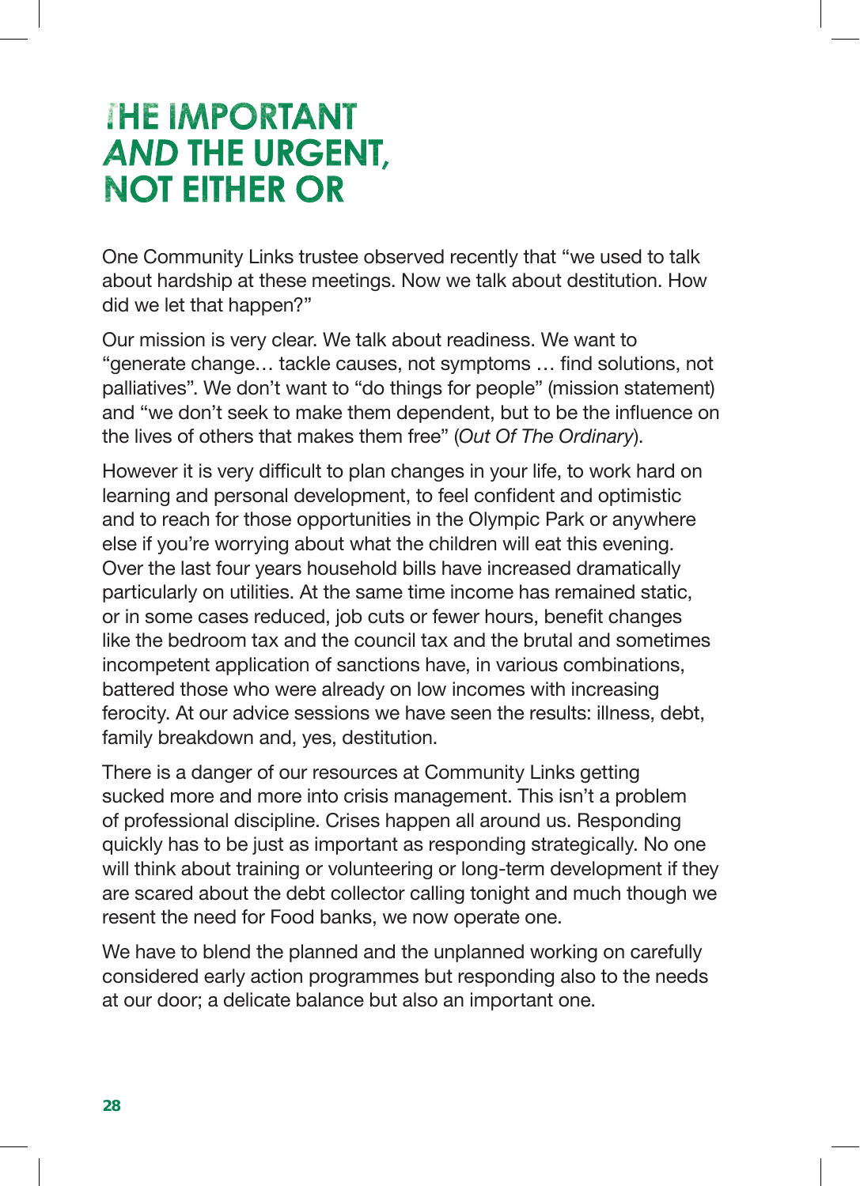# THE IMPORTANT *AND* THE URGENT, NOT EITHER OR

One Community Links trustee observed recently that "we used to talk about hardship at these meetings. Now we talk about destitution. How did we let that happen?"

Our mission is very clear. We talk about readiness. We want to "generate change… tackle causes, not symptoms … find solutions, not palliatives". We don't want to "do things for people" (mission statement) and "we don't seek to make them dependent, but to be the influence on the lives of others that makes them free" (*Out Of The Ordinary*).

However it is very difficult to plan changes in your life, to work hard on learning and personal development, to feel confident and optimistic and to reach for those opportunities in the Olympic Park or anywhere else if you're worrying about what the children will eat this evening. Over the last four years household bills have increased dramatically particularly on utilities. At the same time income has remained static, or in some cases reduced, job cuts or fewer hours, benefit changes like the bedroom tax and the council tax and the brutal and sometimes incompetent application of sanctions have, in various combinations, battered those who were already on low incomes with increasing ferocity. At our advice sessions we have seen the results: illness, debt, family breakdown and, yes, destitution.

There is a danger of our resources at Community Links getting sucked more and more into crisis management. This isn't a problem of professional discipline. Crises happen all around us. Responding quickly has to be just as important as responding strategically. No one will think about training or volunteering or long-term development if they are scared about the debt collector calling tonight and much though we resent the need for Food banks, we now operate one.

We have to blend the planned and the unplanned working on carefully considered early action programmes but responding also to the needs at our door; a delicate balance but also an important one.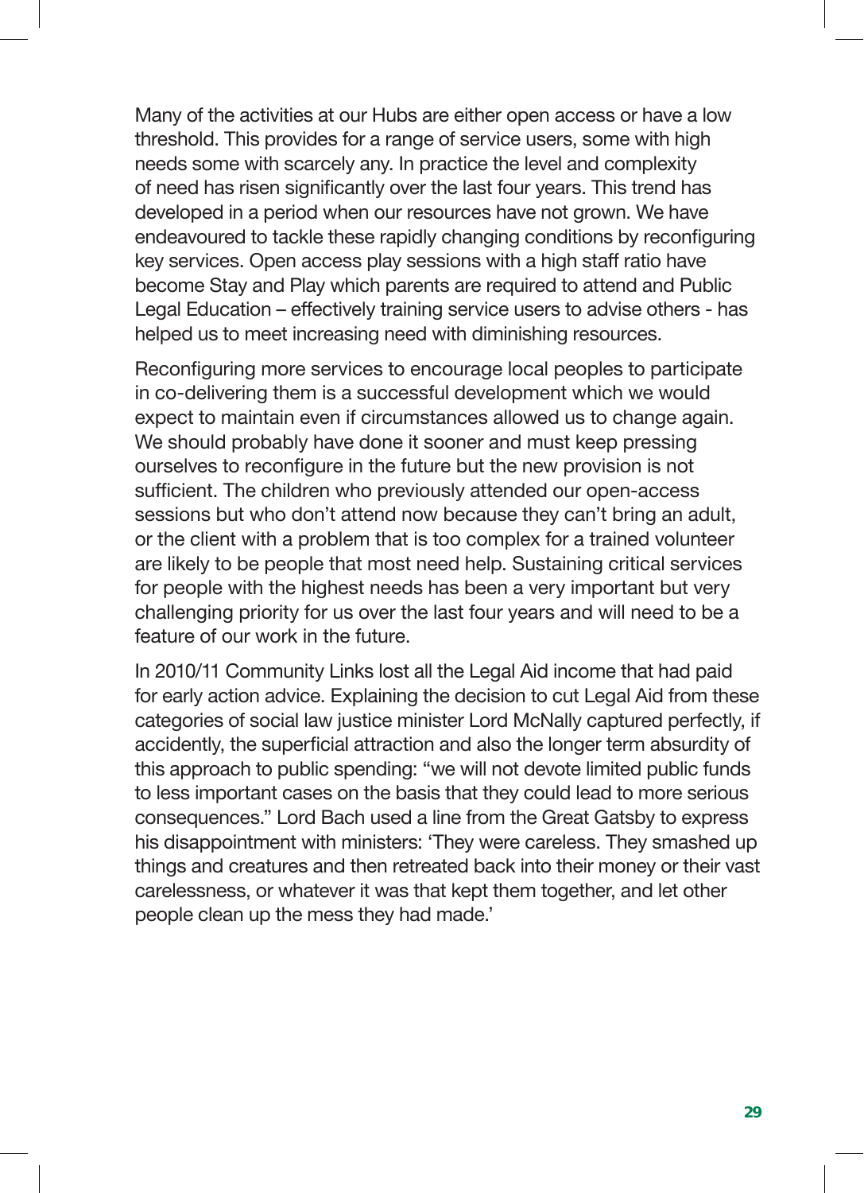Many of the activities at our Hubs are either open access or have a low threshold. This provides for a range of service users, some with high needs some with scarcely any. In practice the level and complexity of need has risen significantly over the last four years. This trend has developed in a period when our resources have not grown. We have endeavoured to tackle these rapidly changing conditions by reconfiguring key services. Open access play sessions with a high staff ratio have become Stay and Play which parents are required to attend and Public Legal Education – effectively training service users to advise others - has helped us to meet increasing need with diminishing resources.

Reconfiguring more services to encourage local peoples to participate in co-delivering them is a successful development which we would expect to maintain even if circumstances allowed us to change again. We should probably have done it sooner and must keep pressing ourselves to reconfigure in the future but the new provision is not sufficient. The children who previously attended our open-access sessions but who don't attend now because they can't bring an adult, or the client with a problem that is too complex for a trained volunteer are likely to be people that most need help. Sustaining critical services for people with the highest needs has been a very important but very challenging priority for us over the last four years and will need to be a feature of our work in the future.

In 2010/11 Community Links lost all the Legal Aid income that had paid for early action advice. Explaining the decision to cut Legal Aid from these categories of social law justice minister Lord McNally captured perfectly, if accidently, the superficial attraction and also the longer term absurdity of this approach to public spending: "we will not devote limited public funds to less important cases on the basis that they could lead to more serious consequences." Lord Bach used a line from the Great Gatsby to express his disappointment with ministers: 'They were careless. They smashed up things and creatures and then retreated back into their money or their vast carelessness, or whatever it was that kept them together, and let other people clean up the mess they had made.'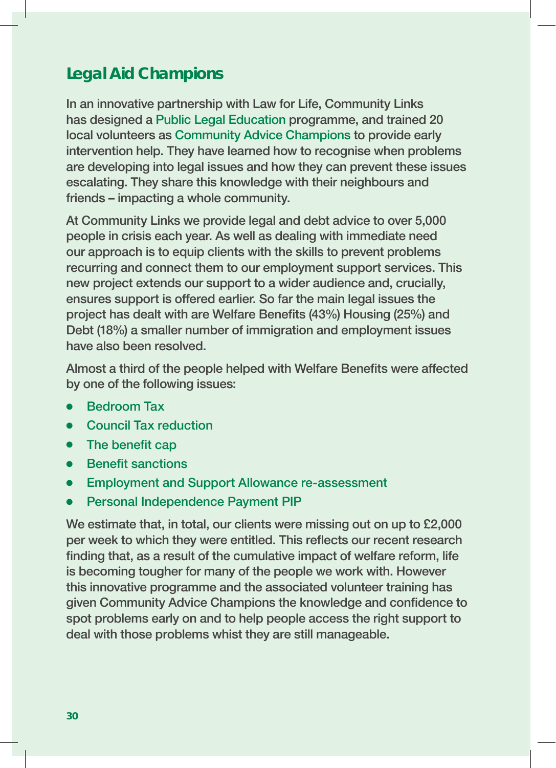## Legal Aid Champions

In an innovative partnership with Law for Life, Community Links has designed a Public Legal Education programme, and trained 20 local volunteers as Community Advice Champions to provide early intervention help. They have learned how to recognise when problems are developing into legal issues and how they can prevent these issues escalating. They share this knowledge with their neighbours and friends – impacting a whole community.

At Community Links we provide legal and debt advice to over 5,000 people in crisis each year. As well as dealing with immediate need our approach is to equip clients with the skills to prevent problems recurring and connect them to our employment support services. This new project extends our support to a wider audience and, crucially, ensures support is offered earlier. So far the main legal issues the project has dealt with are Welfare Benefits (43%) Housing (25%) and Debt (18%) a smaller number of immigration and employment issues have also been resolved.

Almost a third of the people helped with Welfare Benefits were affected by one of the following issues:

- Bedroom Tax
- Council Tax reduction
- The benefit cap
- Benefit sanctions
- Employment and Support Allowance re-assessment
- Personal Independence Payment PIP

We estimate that, in total, our clients were missing out on up to £2,000 per week to which they were entitled. This reflects our recent research finding that, as a result of the cumulative impact of welfare reform, life is becoming tougher for many of the people we work with. However this innovative programme and the associated volunteer training has given Community Advice Champions the knowledge and confidence to spot problems early on and to help people access the right support to deal with those problems whilst they are still manageable.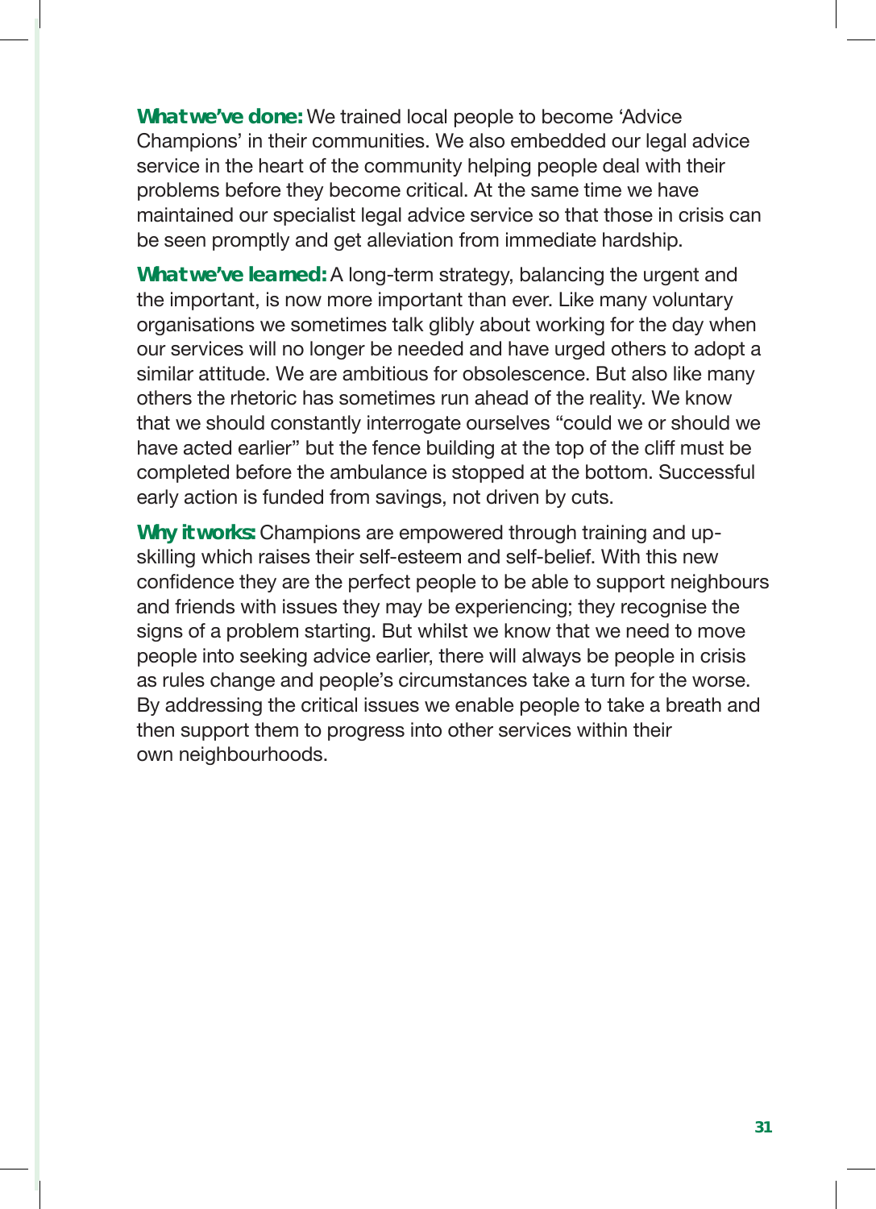**What we've done:** We trained local people to become 'Advice Champions' in their communities. We also embedded our legal advice service in the heart of the community helping people deal with their problems before they become critical. At the same time we have maintained our specialist legal advice service so that those in crisis can be seen promptly and get alleviation from immediate hardship.

**What we've learned:** A long-term strategy, balancing the urgent and the important, is now more important than ever. Like many voluntary organisations we sometimes talk glibly about working for the day when our services will no longer be needed and have urged others to adopt a similar attitude. We are ambitious for obsolescence. But also like many others the rhetoric has sometimes run ahead of the reality. We know that we should constantly interrogate ourselves "could we or should we have acted earlier" but the fence building at the top of the cliff must be completed before the ambulance is stopped at the bottom. Successful early action is funded from savings, not driven by cuts.

**Why it works:** Champions are empowered through training and up-skilling which raises their self-esteem and self-belief. With this new confidence they are the perfect people to be able to support neighbours and friends with issues they may be experiencing; they recognise the signs of a problem starting. But whilst we know that we need to move people into seeking advice earlier, there will always be people in crisis as rules change and people's circumstances take a turn for the worse. By addressing the critical issues we enable people to take a breath and then support them to progress into other services within their own neighbourhoods.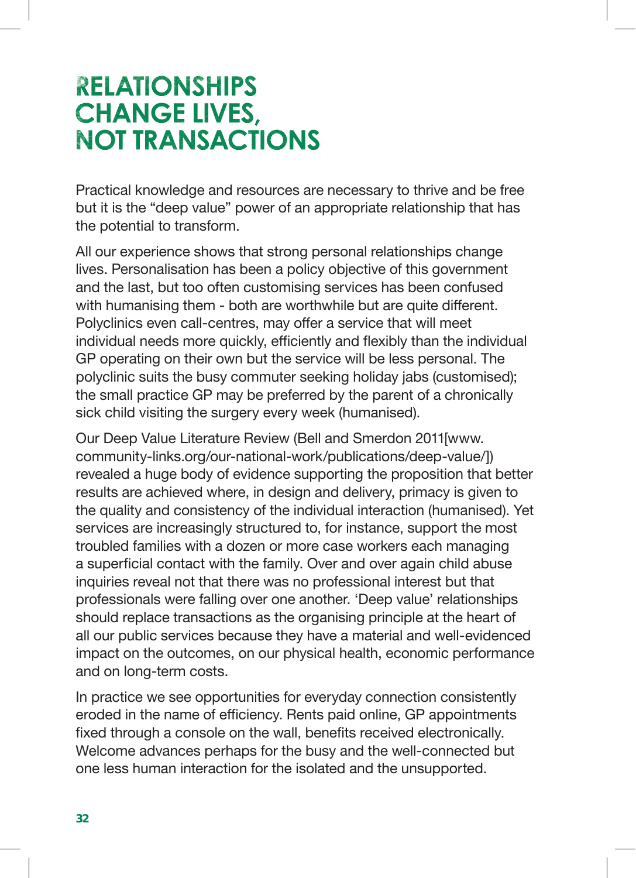# RELATIONSHIPS CHANGE LIVES, NOT TRANSACTIONS

Practical knowledge and resources are necessary to thrive and be free but it is the "deep value" power of an appropriate relationship that has the potential to transform.

All our experience shows that strong personal relationships change lives. Personalisation has been a policy objective of this government and the last, but too often customising services has been confused with humanising them - both are worthwhile but are quite different. Polyclinics even call-centres, may offer a service that will meet individual needs more quickly, efficiently and flexibly than the individual GP operating on their own but the service will be less personal. The polyclinic suits the busy commuter seeking holiday jabs (customised); the small practice GP may be preferred by the parent of a chronically sick child visiting the surgery every week (humanised).

Our Deep Value Literature Review (Bell and Smerdon 2011[www.community-links.org/our-national-work/publications/deep-value/]) revealed a huge body of evidence supporting the proposition that better results are achieved where, in design and delivery, primacy is given to the quality and consistency of the individual interaction (humanised). Yet services are increasingly structured to, for instance, support the most troubled families with a dozen or more case workers each managing a superficial contact with the family. Over and over again child abuse inquiries reveal not that there was no professional interest but that professionals were falling over one another. 'Deep value' relationships should replace transactions as the organising principle at the heart of all our public services because they have a material and well-evidenced impact on the outcomes, on our physical health, economic performance and on long-term costs.

In practice we see opportunities for everyday connection consistently eroded in the name of efficiency. Rents paid online, GP appointments fixed through a console on the wall, benefits received electronically. Welcome advances perhaps for the busy and the well-connected but one less human interaction for the isolated and the unsupported.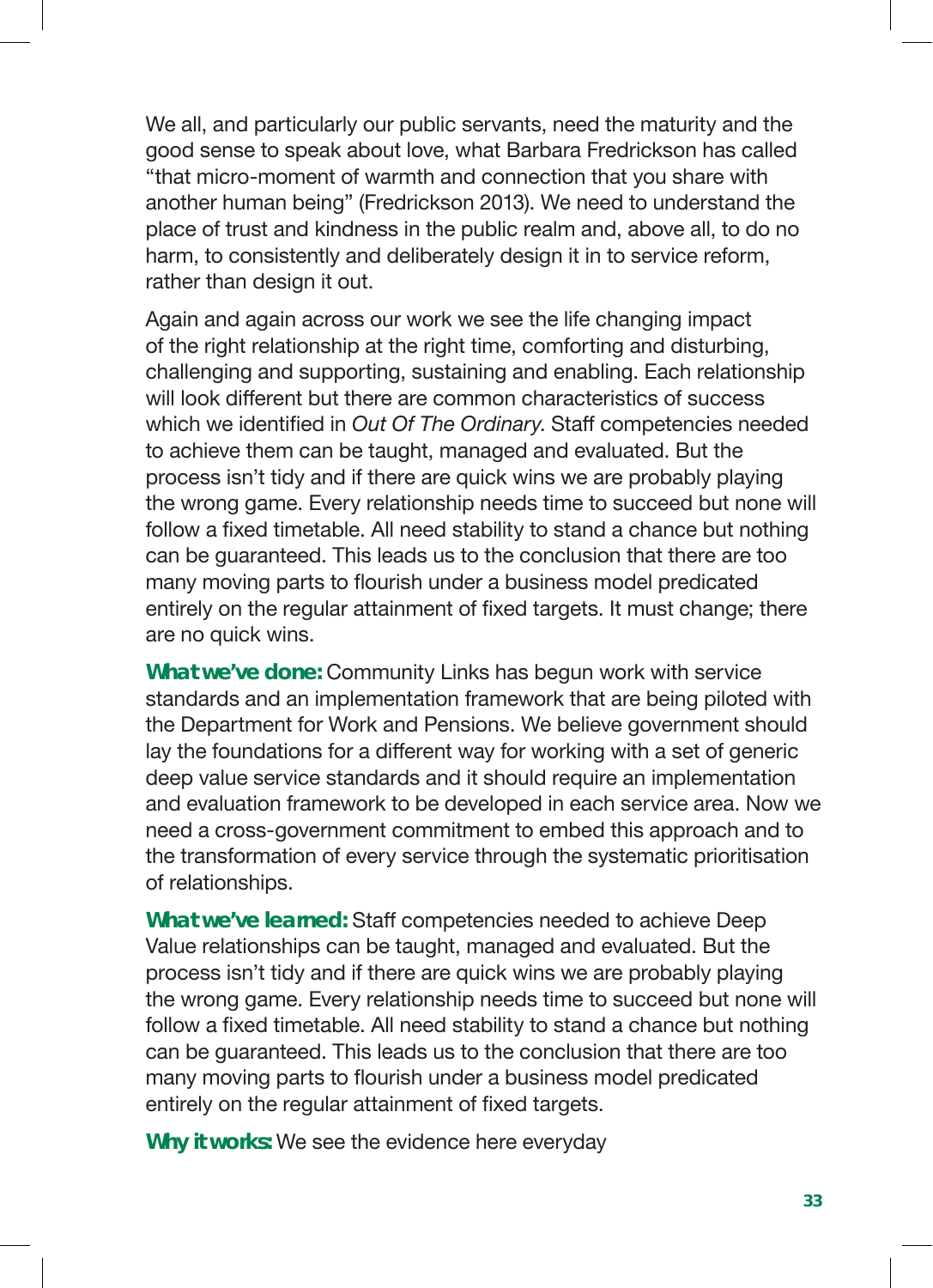We all, and particularly our public servants, need the maturity and the good sense to speak about love, what Barbara Fredrickson has called "that micro-moment of warmth and connection that you share with another human being" (Fredrickson 2013). We need to understand the place of trust and kindness in the public realm and, above all, to do no harm, to consistently and deliberately design it in to service reform, rather than design it out.

Again and again across our work we see the life changing impact of the right relationship at the right time, comforting and disturbing, challenging and supporting, sustaining and enabling. Each relationship will look different but there are common characteristics of success which we identified in *Out Of The Ordinary*. Staff competencies needed to achieve them can be taught, managed and evaluated. But the process isn't tidy and if there are quick wins we are probably playing the wrong game. Every relationship needs time to succeed but none will follow a fixed timetable. All need stability to stand a chance but nothing can be guaranteed. This leads us to the conclusion that there are too many moving parts to flourish under a business model predicated entirely on the regular attainment of fixed targets. It must change; there are no quick wins.

**What we've done:** Community Links has begun work with service standards and an implementation framework that are being piloted with the Department for Work and Pensions. We believe government should lay the foundations for a different way for working with a set of generic deep value service standards and it should require an implementation and evaluation framework to be developed in each service area. Now we need a cross-government commitment to embed this approach and to the transformation of every service through the systematic prioritisation of relationships.

**What we've learned:** Staff competencies needed to achieve Deep Value relationships can be taught, managed and evaluated. But the process isn't tidy and if there are quick wins we are probably playing the wrong game. Every relationship needs time to succeed but none will follow a fixed timetable. All need stability to stand a chance but nothing can be guaranteed. This leads us to the conclusion that there are too many moving parts to flourish under a business model predicated entirely on the regular attainment of fixed targets.

**Why it works:** We see the evidence here everyday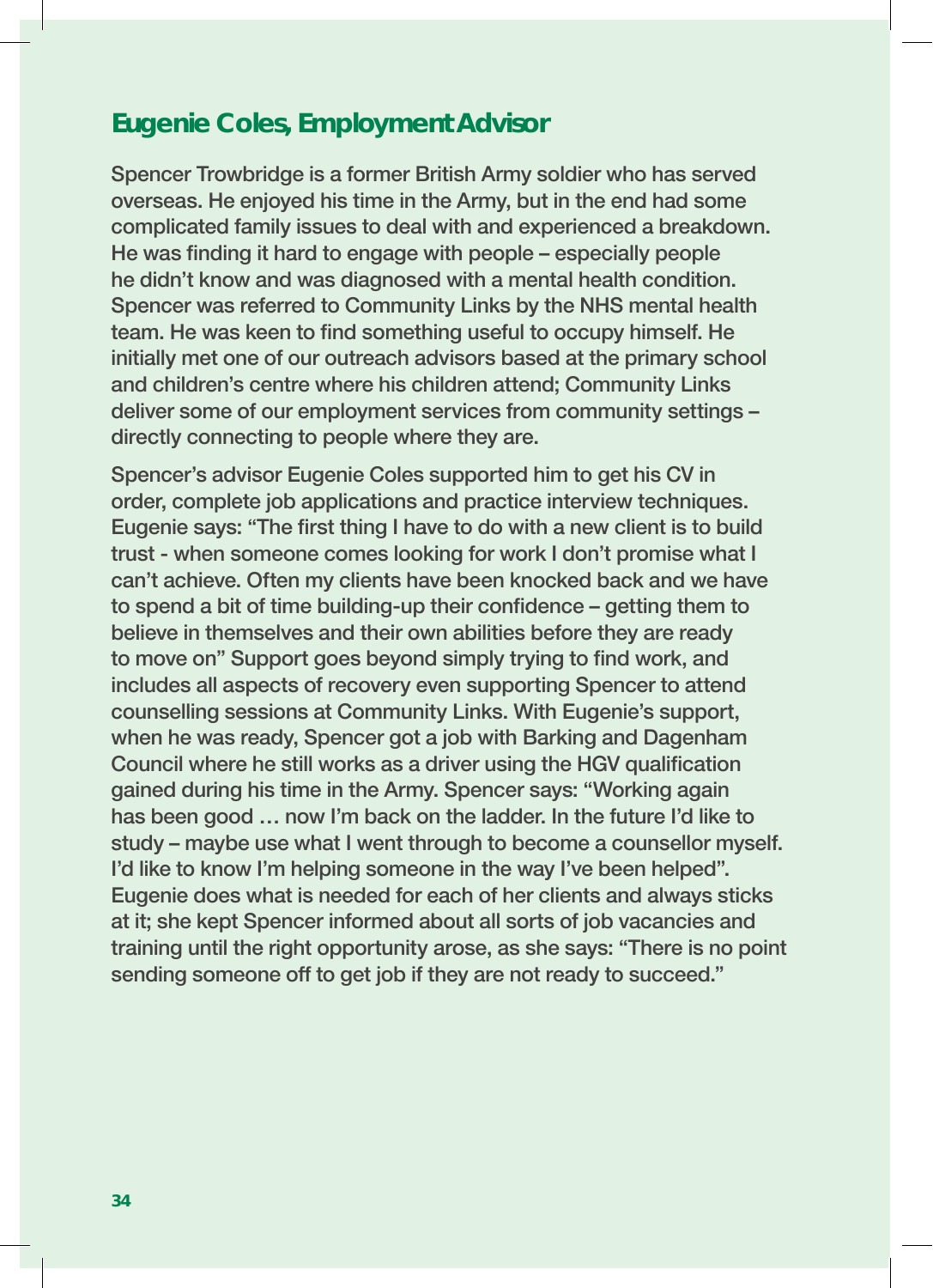## Eugenie Coles, Employment Advisor

Spencer Trowbridge is a former British Army soldier who has served overseas. He enjoyed his time in the Army, but in the end had some complicated family issues to deal with and experienced a breakdown. He was finding it hard to engage with people – especially people he didn't know and was diagnosed with a mental health condition. Spencer was referred to Community Links by the NHS mental health team. He was keen to find something useful to occupy himself. He initially met one of our outreach advisors based at the primary school and children's centre where his children attend; Community Links deliver some of our employment services from community settings – directly connecting to people where they are.

Spencer's advisor Eugenie Coles supported him to get his CV in order, complete job applications and practice interview techniques. Eugenie says: "The first thing I have to do with a new client is to build trust - when someone comes looking for work I don't promise what I can't achieve. Often my clients have been knocked back and we have to spend a bit of time building-up their confidence – getting them to believe in themselves and their own abilities before they are ready to move on" Support goes beyond simply trying to find work, and includes all aspects of recovery even supporting Spencer to attend counselling sessions at Community Links. With Eugenie's support, when he was ready, Spencer got a job with Barking and Dagenham Council where he still works as a driver using the HGV qualification gained during his time in the Army. Spencer says: "Working again has been good … now I'm back on the ladder. In the future I'd like to study – maybe use what I went through to become a counsellor myself. I'd like to know I'm helping someone in the way I've been helped". Eugenie does what is needed for each of her clients and always sticks at it; she kept Spencer informed about all sorts of job vacancies and training until the right opportunity arose, as she says: "There is no point sending someone off to get job if they are not ready to succeed."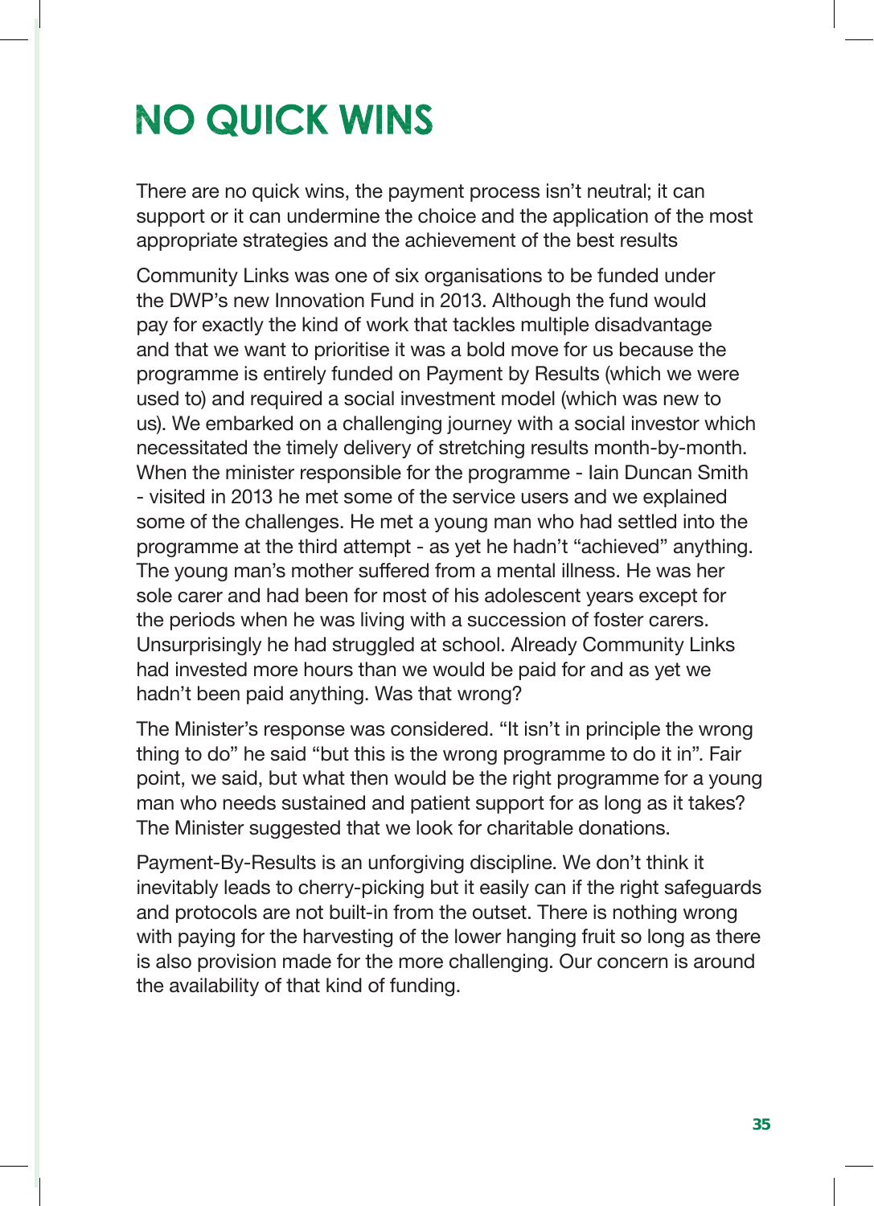# NO QUICK WINS

There are no quick wins, the payment process isn't neutral; it can support or it can undermine the choice and the application of the most appropriate strategies and the achievement of the best results

Community Links was one of six organisations to be funded under the DWP's new Innovation Fund in 2013. Although the fund would pay for exactly the kind of work that tackles multiple disadvantage and that we want to prioritise it was a bold move for us because the programme is entirely funded on Payment by Results (which we were used to) and required a social investment model (which was new to us). We embarked on a challenging journey with a social investor which necessitated the timely delivery of stretching results month-by-month. When the minister responsible for the programme - Iain Duncan Smith - visited in 2013 he met some of the service users and we explained some of the challenges. He met a young man who had settled into the programme at the third attempt - as yet he hadn't "achieved" anything. The young man's mother suffered from a mental illness. He was her sole carer and had been for most of his adolescent years except for the periods when he was living with a succession of foster carers. Unsurprisingly he had struggled at school. Already Community Links had invested more hours than we would be paid for and as yet we hadn't been paid anything. Was that wrong?

The Minister's response was considered. "It isn't in principle the wrong thing to do" he said "but this is the wrong programme to do it in". Fair point, we said, but what then would be the right programme for a young man who needs sustained and patient support for as long as it takes? The Minister suggested that we look for charitable donations.

Payment-By-Results is an unforgiving discipline. We don't think it inevitably leads to cherry-picking but it easily can if the right safeguards and protocols are not built-in from the outset. There is nothing wrong with paying for the harvesting of the lower hanging fruit so long as there is also provision made for the more challenging. Our concern is around the availability of that kind of funding.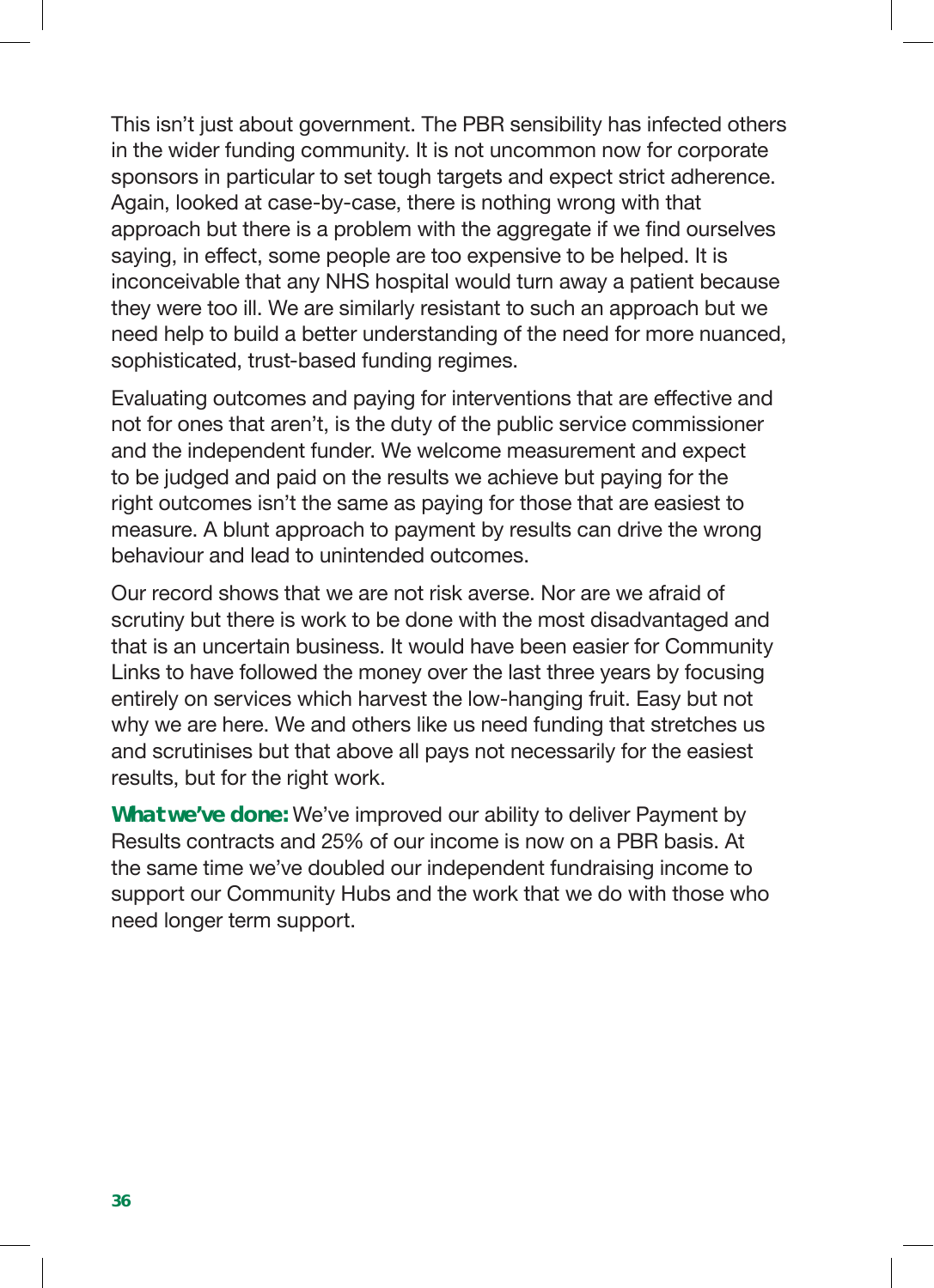This isn't just about government. The PBR sensibility has infected others in the wider funding community. It is not uncommon now for corporate sponsors in particular to set tough targets and expect strict adherence. Again, looked at case-by-case, there is nothing wrong with that approach but there is a problem with the aggregate if we find ourselves saying, in effect, some people are too expensive to be helped. It is inconceivable that any NHS hospital would turn away a patient because they were too ill. We are similarly resistant to such an approach but we need help to build a better understanding of the need for more nuanced, sophisticated, trust-based funding regimes.

Evaluating outcomes and paying for interventions that are effective and not for ones that aren't, is the duty of the public service commissioner and the independent funder. We welcome measurement and expect to be judged and paid on the results we achieve but paying for the right outcomes isn't the same as paying for those that are easiest to measure. A blunt approach to payment by results can drive the wrong behaviour and lead to unintended outcomes.

Our record shows that we are not risk averse. Nor are we afraid of scrutiny but there is work to be done with the most disadvantaged and that is an uncertain business. It would have been easier for Community Links to have followed the money over the last three years by focusing entirely on services which harvest the low-hanging fruit. Easy but not why we are here. We and others like us need funding that stretches us and scrutinises but that above all pays not necessarily for the easiest results, but for the right work.

**What we've done:** We've improved our ability to deliver Payment by Results contracts and 25% of our income is now on a PBR basis. At the same time we've doubled our independent fundraising income to support our Community Hubs and the work that we do with those who need longer term support.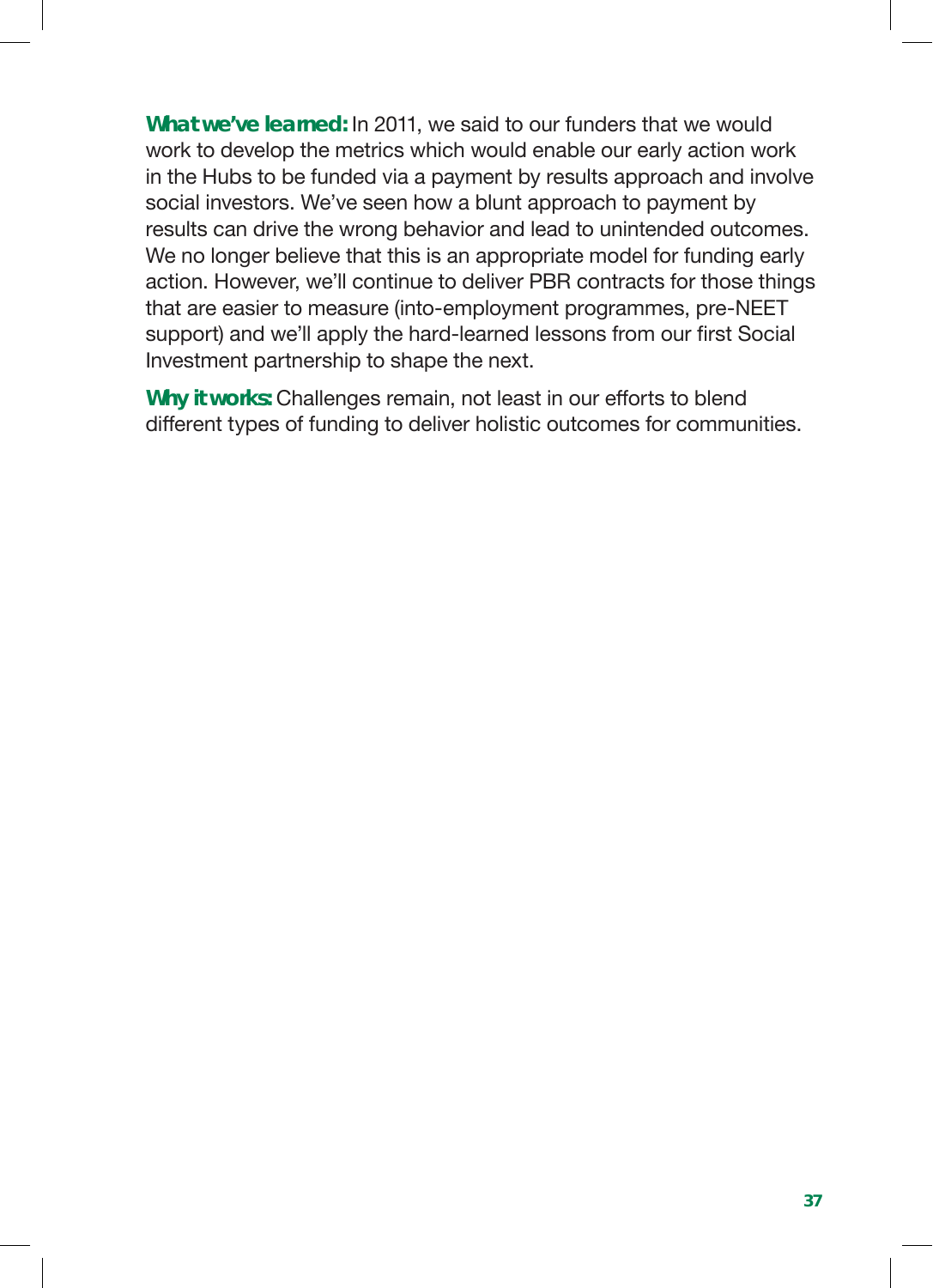**What we've learned:** In 2011, we said to our funders that we would work to develop the metrics which would enable our early action work in the Hubs to be funded via a payment by results approach and involve social investors. We've seen how a blunt approach to payment by results can drive the wrong behavior and lead to unintended outcomes. We no longer believe that this is an appropriate model for funding early action. However, we'll continue to deliver PBR contracts for those things that are easier to measure (into-employment programmes, pre-NEET support) and we'll apply the hard-learned lessons from our first Social Investment partnership to shape the next.

**Why it works:** Challenges remain, not least in our efforts to blend different types of funding to deliver holistic outcomes for communities.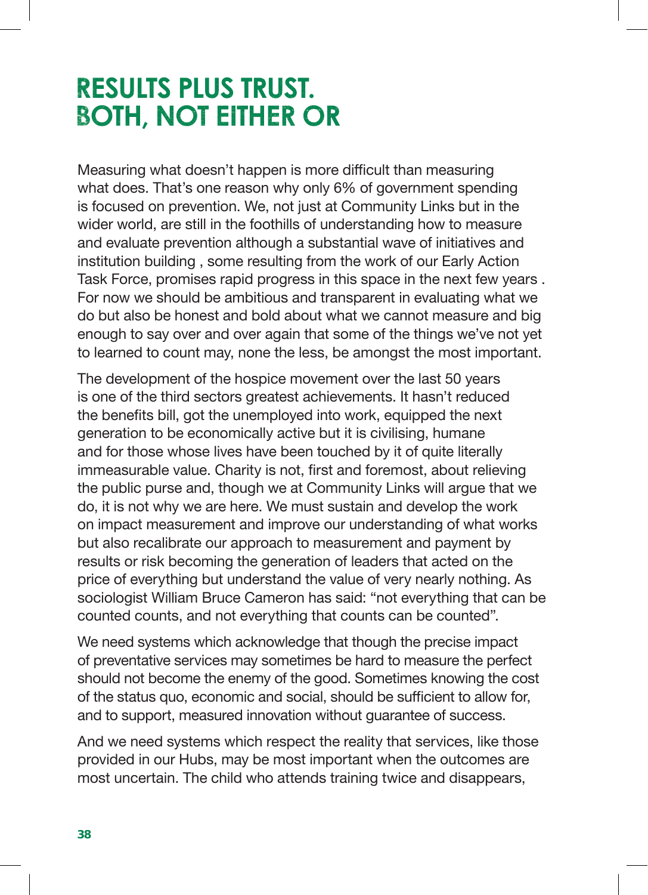# RESULTS PLUS TRUST. BOTH, NOT EITHER OR

Measuring what doesn't happen is more difficult than measuring what does. That's one reason why only 6% of government spending is focused on prevention. We, not just at Community Links but in the wider world, are still in the foothills of understanding how to measure and evaluate prevention although a substantial wave of initiatives and institution building , some resulting from the work of our Early Action Task Force, promises rapid progress in this space in the next few years . For now we should be ambitious and transparent in evaluating what we do but also be honest and bold about what we cannot measure and big enough to say over and over again that some of the things we've not yet to learned to count may, none the less, be amongst the most important.

The development of the hospice movement over the last 50 years is one of the third sectors greatest achievements. It hasn't reduced the benefits bill, got the unemployed into work, equipped the next generation to be economically active but it is civilising, humane and for those whose lives have been touched by it of quite literally immeasurable value. Charity is not, first and foremost, about relieving the public purse and, though we at Community Links will argue that we do, it is not why we are here. We must sustain and develop the work on impact measurement and improve our understanding of what works but also recalibrate our approach to measurement and payment by results or risk becoming the generation of leaders that acted on the price of everything but understand the value of very nearly nothing. As sociologist William Bruce Cameron has said: "not everything that can be counted counts, and not everything that counts can be counted".

We need systems which acknowledge that though the precise impact of preventative services may sometimes be hard to measure the perfect should not become the enemy of the good. Sometimes knowing the cost of the status quo, economic and social, should be sufficient to allow for, and to support, measured innovation without guarantee of success.

And we need systems which respect the reality that services, like those provided in our Hubs, may be most important when the outcomes are most uncertain. The child who attends training twice and disappears,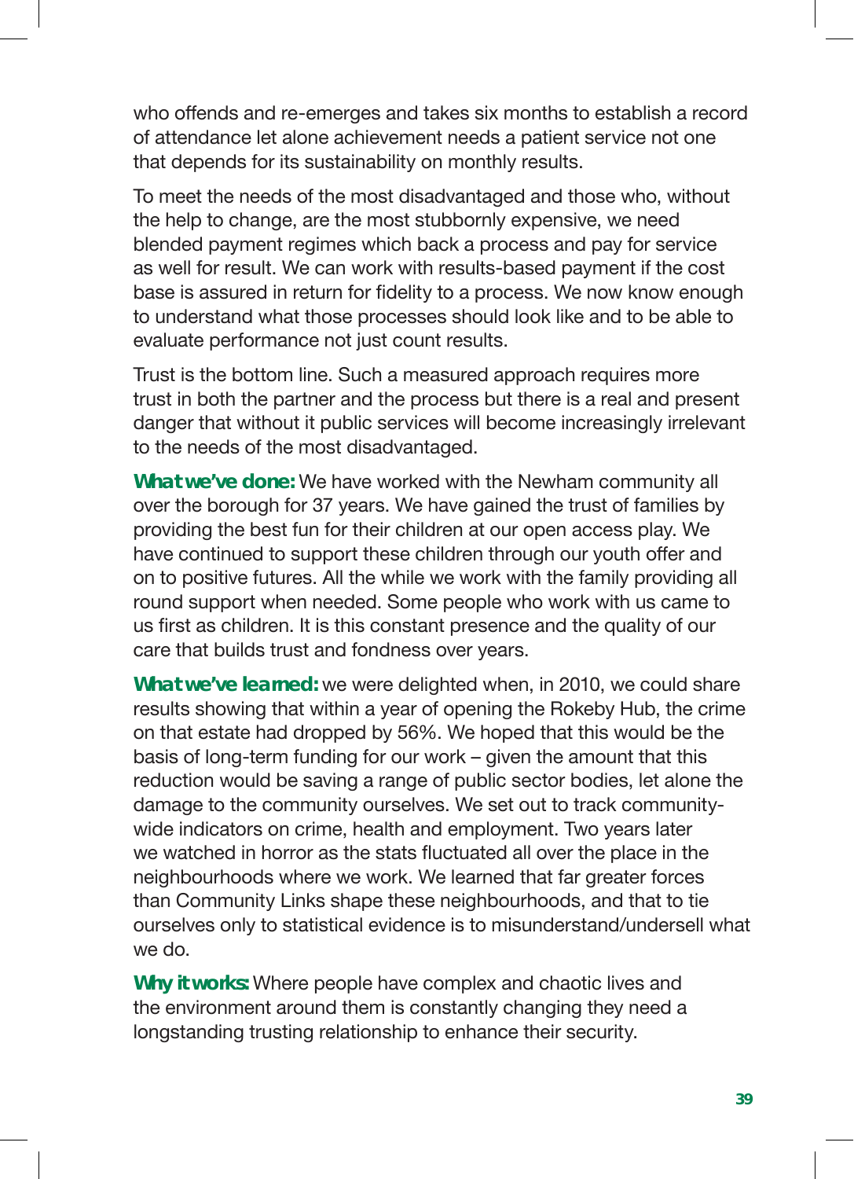who offends and re-emerges and takes six months to establish a record of attendance let alone achievement needs a patient service not one that depends for its sustainability on monthly results.

To meet the needs of the most disadvantaged and those who, without the help to change, are the most stubbornly expensive, we need blended payment regimes which back a process and pay for service as well for result. We can work with results-based payment if the cost base is assured in return for fidelity to a process. We now know enough to understand what those processes should look like and to be able to evaluate performance not just count results.

Trust is the bottom line. Such a measured approach requires more trust in both the partner and the process but there is a real and present danger that without it public services will become increasingly irrelevant to the needs of the most disadvantaged.

**What we've done:** We have worked with the Newham community all over the borough for 37 years. We have gained the trust of families by providing the best fun for their children at our open access play. We have continued to support these children through our youth offer and on to positive futures. All the while we work with the family providing all round support when needed. Some people who work with us came to us first as children. It is this constant presence and the quality of our care that builds trust and fondness over years.

**What we've learned:** we were delighted when, in 2010, we could share results showing that within a year of opening the Rokeby Hub, the crime on that estate had dropped by 56%. We hoped that this would be the basis of long-term funding for our work – given the amount that this reduction would be saving a range of public sector bodies, let alone the damage to the community ourselves. We set out to track community-wide indicators on crime, health and employment. Two years later we watched in horror as the stats fluctuated all over the place in the neighbourhoods where we work. We learned that far greater forces than Community Links shape these neighbourhoods, and that to tie ourselves only to statistical evidence is to misunderstand/undersell what we do.

**Why it works:** Where people have complex and chaotic lives and the environment around them is constantly changing they need a longstanding trusting relationship to enhance their security.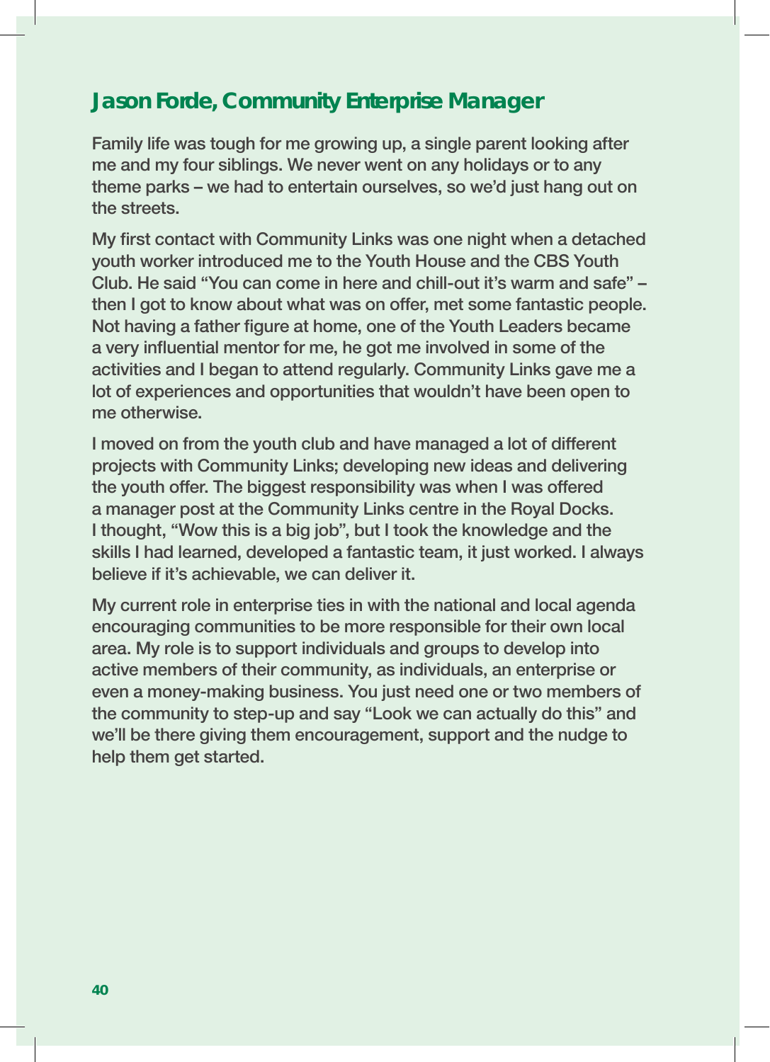## Jason Forde, Community Enterprise Manager

Family life was tough for me growing up, a single parent looking after me and my four siblings. We never went on any holidays or to any theme parks – we had to entertain ourselves, so we'd just hang out on the streets.

My first contact with Community Links was one night when a detached youth worker introduced me to the Youth House and the CBS Youth Club. He said "You can come in here and chill-out it's warm and safe" – then I got to know about what was on offer, met some fantastic people. Not having a father figure at home, one of the Youth Leaders became a very influential mentor for me, he got me involved in some of the activities and I began to attend regularly. Community Links gave me a lot of experiences and opportunities that wouldn't have been open to me otherwise.

I moved on from the youth club and have managed a lot of different projects with Community Links; developing new ideas and delivering the youth offer. The biggest responsibility was when I was offered a manager post at the Community Links centre in the Royal Docks. I thought, "Wow this is a big job", but I took the knowledge and the skills I had learned, developed a fantastic team, it just worked. I always believe if it's achievable, we can deliver it.

My current role in enterprise ties in with the national and local agenda encouraging communities to be more responsible for their own local area. My role is to support individuals and groups to develop into active members of their community, as individuals, an enterprise or even a money-making business. You just need one or two members of the community to step-up and say "Look we can actually do this" and we'll be there giving them encouragement, support and the nudge to help them get started.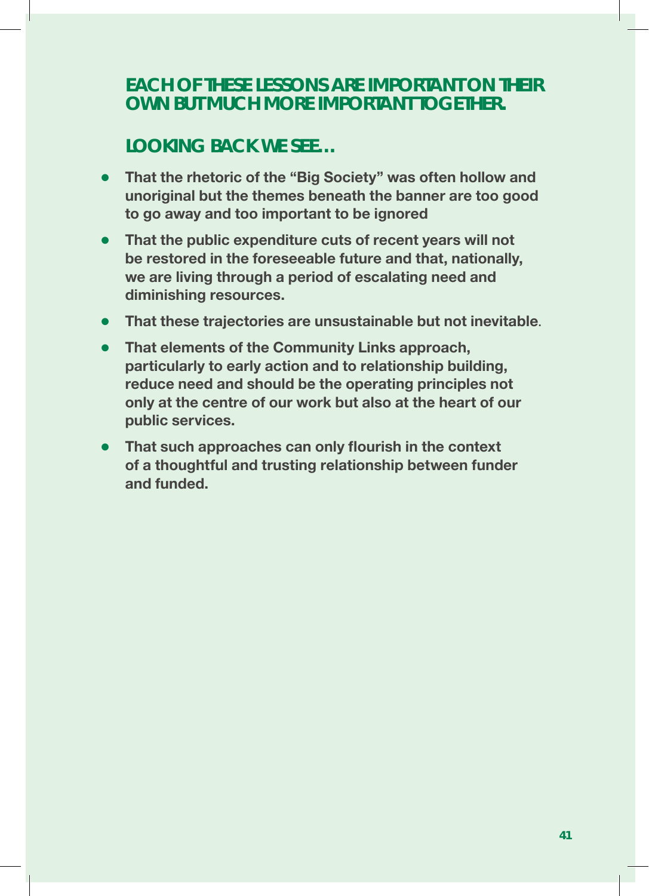## EACH OF THESE LESSONS ARE IMPORTANT ON THEIR OWN BUT MUCH MORE IMPORTANT TOGETHER.

## LOOKING BACK WE SEE…

- **That the rhetoric of the "Big Society" was often hollow and unoriginal but the themes beneath the banner are too good to go away and too important to be ignored**
- **That the public expenditure cuts of recent years will not be restored in the foreseeable future and that, nationally, we are living through a period of escalating need and diminishing resources.**
- **That these trajectories are unsustainable but not inevitable**.
- **That elements of the Community Links approach, particularly to early action and to relationship building, reduce need and should be the operating principles not only at the centre of our work but also at the heart of our public services.**
- **That such approaches can only flourish in the context of a thoughtful and trusting relationship between funder and funded.**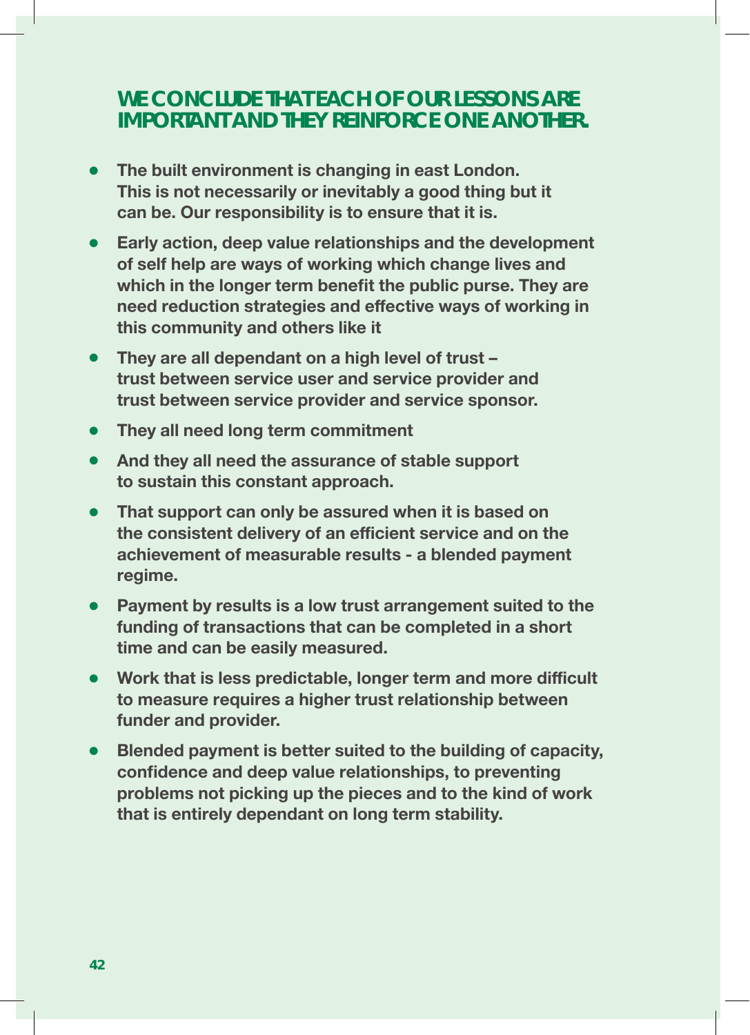## WE CONCLUDE THAT EACH OF OUR LESSONS ARE IMPORTANT AND THEY REINFORCE ONE ANOTHER.

- **The built environment is changing in east London. This is not necessarily or inevitably a good thing but it can be. Our responsibility is to ensure that it is.**
- **Early action, deep value relationships and the development of self help are ways of working which change lives and which in the longer term benefit the public purse. They are need reduction strategies and effective ways of working in this community and others like it**
- **They are all dependant on a high level of trust – trust between service user and service provider and trust between service provider and service sponsor.**
- **They all need long term commitment**
- **And they all need the assurance of stable support to sustain this constant approach.**
- **That support can only be assured when it is based on the consistent delivery of an efficient service and on the achievement of measurable results - a blended payment regime.**
- **Payment by results is a low trust arrangement suited to the funding of transactions that can be completed in a short time and can be easily measured.**
- **Work that is less predictable, longer term and more difficult to measure requires a higher trust relationship between funder and provider.**
- **Blended payment is better suited to the building of capacity, confidence and deep value relationships, to preventing problems not picking up the pieces and to the kind of work that is entirely dependant on long term stability.**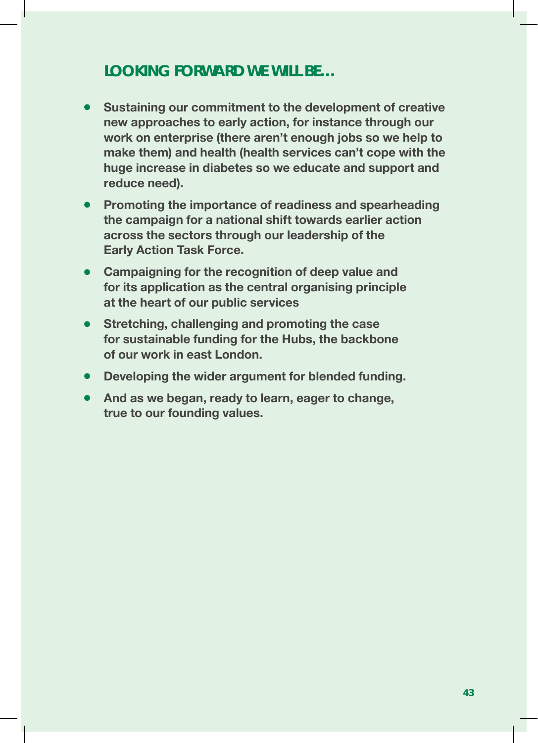## LOOKING FORWARD WE WILL BE…

- **Sustaining our commitment to the development of creative new approaches to early action, for instance through our work on enterprise (there aren't enough jobs so we help to make them) and health (health services can't cope with the huge increase in diabetes so we educate and support and reduce need).**
- **Promoting the importance of readiness and spearheading the campaign for a national shift towards earlier action across the sectors through our leadership of the Early Action Task Force.**
- **Campaigning for the recognition of deep value and for its application as the central organising principle at the heart of our public services**
- **Stretching, challenging and promoting the case for sustainable funding for the Hubs, the backbone of our work in east London.**
- **Developing the wider argument for blended funding.**
- **And as we began, ready to learn, eager to change, true to our founding values.**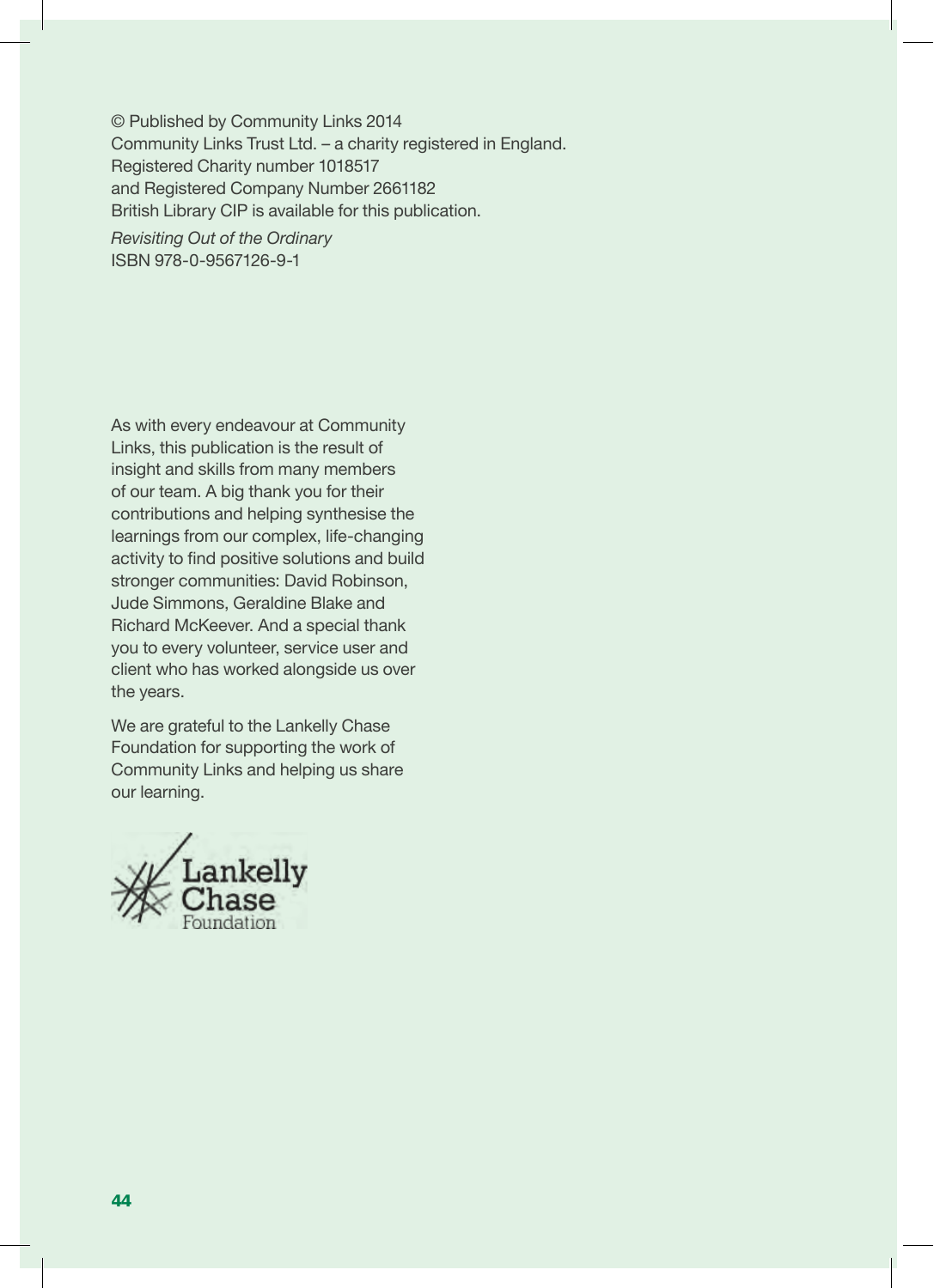© Published by Community Links 2014
Community Links Trust Ltd. – a charity registered in England.
Registered Charity number 1018517
and Registered Company Number 2661182
British Library CIP is available for this publication.

*Revisiting Out of the Ordinary*
ISBN 978-0-9567126-9-1

As with every endeavour at Community Links, this publication is the result of insight and skills from many members of our team. A big thank you for their contributions and helping synthesise the learnings from our complex, life-changing activity to find positive solutions and build stronger communities: David Robinson, Jude Simmons, Geraldine Blake and Richard McKeever. And a special thank you to every volunteer, service user and client who has worked alongside us over the years.

We are grateful to the Lankelly Chase Foundation for supporting the work of Community Links and helping us share our learning.

Lankelly Chase Foundation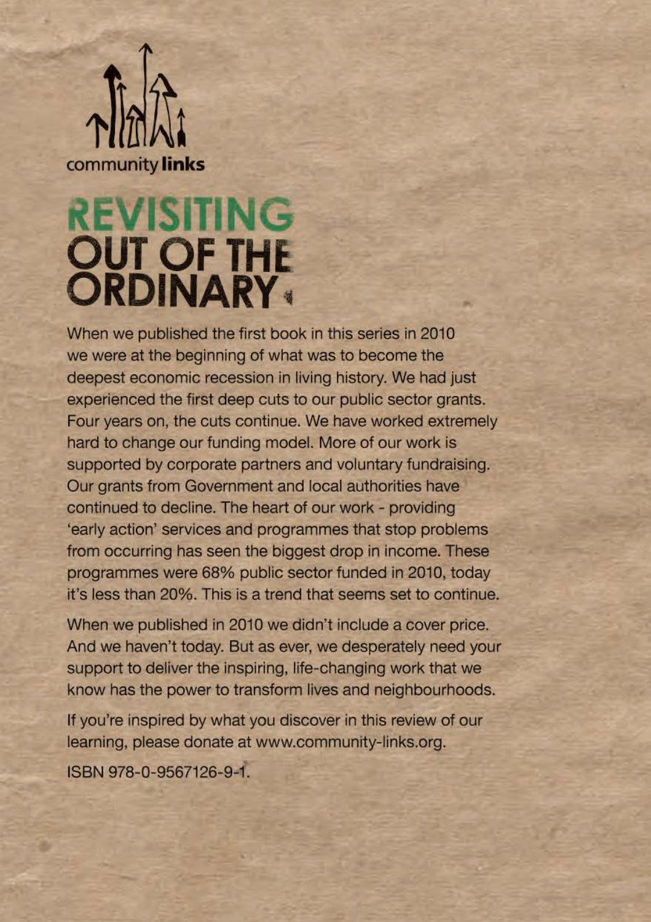community **links**

# REVISITING OUT OF THE ORDINARY

When we published the first book in this series in 2010 we were at the beginning of what was to become the deepest economic recession in living history. We had just experienced the first deep cuts to our public sector grants. Four years on, the cuts continue. We have worked extremely hard to change our funding model. More of our work is supported by corporate partners and voluntary fundraising. Our grants from Government and local authorities have continued to decline. The heart of our work - providing 'early action' services and programmes that stop problems from occurring has seen the biggest drop in income. These programmes were 68% public sector funded in 2010, today it's less than 20%. This is a trend that seems set to continue.

When we published in 2010 we didn't include a cover price. And we haven't today. But as ever, we desperately need your support to deliver the inspiring, life-changing work that we know has the power to transform lives and neighbourhoods.

If you're inspired by what you discover in this review of our learning, please donate at www.community-links.org.

ISBN 978-0-9567126-9-1.